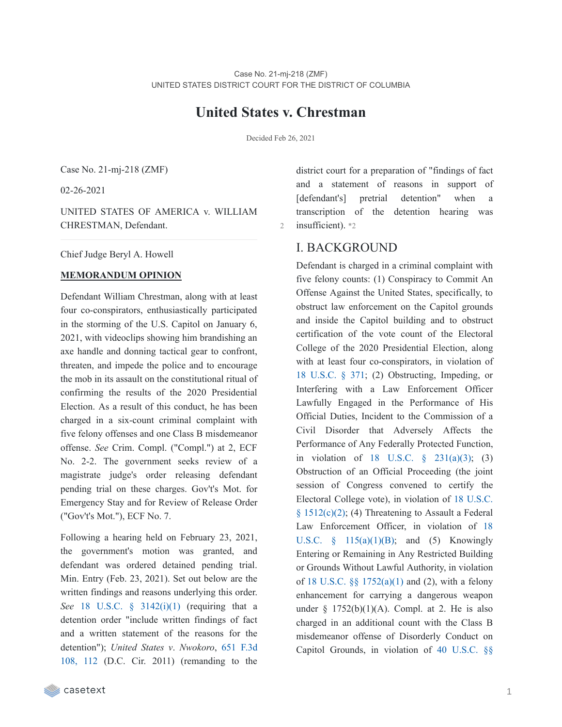Case No. 21-mj-218 (ZMF)
UNITED STATES DISTRICT COURT FOR THE DISTRICT OF COLUMBIA

# United States v. Chrestman

Decided Feb 26, 2021

Case No. 21-mj-218 (ZMF)

02-26-2021

UNITED STATES OF AMERICA v. WILLIAM CHRESTMAN, Defendant.

Chief Judge Beryl A. Howell

**MEMORANDUM OPINION**

Defendant William Chrestman, along with at least four co-conspirators, enthusiastically participated in the storming of the U.S. Capitol on January 6, 2021, with videoclips showing him brandishing an axe handle and donning tactical gear to confront, threaten, and impede the police and to encourage the mob in its assault on the constitutional ritual of confirming the results of the 2020 Presidential Election. As a result of this conduct, he has been charged in a six-count criminal complaint with five felony offenses and one Class B misdemeanor offense. *See* Crim. Compl. ("Compl.") at 2, ECF No. 2-2. The government seeks review of a magistrate judge's order releasing defendant pending trial on these charges. Gov't's Mot. for Emergency Stay and for Review of Release Order ("Gov't's Mot."), ECF No. 7.

Following a hearing held on February 23, 2021, the government's motion was granted, and defendant was ordered detained pending trial. Min. Entry (Feb. 23, 2021). Set out below are the written findings and reasons underlying this order. *See* 18 U.S.C. § 3142(i)(1) (requiring that a detention order "include written findings of fact and a written statement of the reasons for the detention"); *United States v. Nwokoro*, 651 F.3d 108, 112 (D.C. Cir. 2011) (remanding to the district court for a preparation of "findings of fact and a statement of reasons in support of [defendant's] pretrial detention" when a transcription of the detention hearing was insufficient). *2

## I. BACKGROUND

Defendant is charged in a criminal complaint with five felony counts: (1) Conspiracy to Commit An Offense Against the United States, specifically, to obstruct law enforcement on the Capitol grounds and inside the Capitol building and to obstruct certification of the vote count of the Electoral College of the 2020 Presidential Election, along with at least four co-conspirators, in violation of 18 U.S.C. § 371; (2) Obstructing, Impeding, or Interfering with a Law Enforcement Officer Lawfully Engaged in the Performance of His Official Duties, Incident to the Commission of a Civil Disorder that Adversely Affects the Performance of Any Federally Protected Function, in violation of 18 U.S.C. § 231(a)(3); (3) Obstruction of an Official Proceeding (the joint session of Congress convened to certify the Electoral College vote), in violation of 18 U.S.C. § 1512(c)(2); (4) Threatening to Assault a Federal Law Enforcement Officer, in violation of 18 U.S.C. § 115(a)(1)(B); and (5) Knowingly Entering or Remaining in Any Restricted Building or Grounds Without Lawful Authority, in violation of 18 U.S.C. §§ 1752(a)(1) and (2), with a felony enhancement for carrying a dangerous weapon under § 1752(b)(1)(A). Compl. at 2. He is also charged in an additional count with the Class B misdemeanor offense of Disorderly Conduct on Capitol Grounds, in violation of 40 U.S.C. §§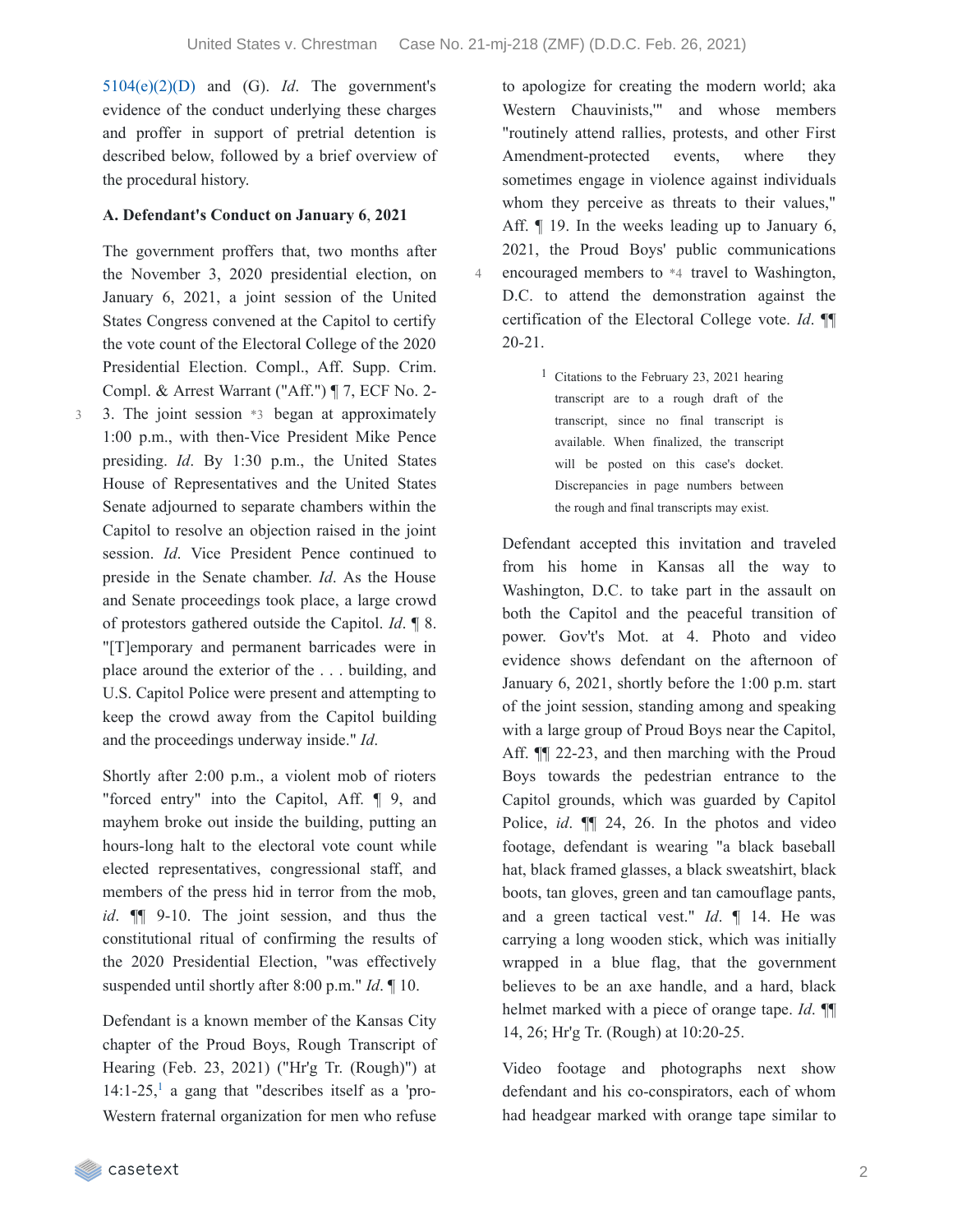5104(e)(2)(D) and (G). *Id*. The government's evidence of the conduct underlying these charges and proffer in support of pretrial detention is described below, followed by a brief overview of the procedural history.

**A. Defendant's Conduct on January 6, 2021**

The government proffers that, two months after the November 3, 2020 presidential election, on January 6, 2021, a joint session of the United States Congress convened at the Capitol to certify the vote count of the Electoral College of the 2020 Presidential Election. Compl., Aff. Supp. Crim. Compl. & Arrest Warrant ("Aff.") ¶ 7, ECF No. 2-3. The joint session *3 began at approximately 1:00 p.m., with then-Vice President Mike Pence presiding. *Id*. By 1:30 p.m., the United States House of Representatives and the United States Senate adjourned to separate chambers within the Capitol to resolve an objection raised in the joint session. *Id*. Vice President Pence continued to preside in the Senate chamber. *Id*. As the House and Senate proceedings took place, a large crowd of protestors gathered outside the Capitol. *Id*. ¶ 8. "[T]emporary and permanent barricades were in place around the exterior of the . . . building, and U.S. Capitol Police were present and attempting to keep the crowd away from the Capitol building and the proceedings underway inside." *Id*.

Shortly after 2:00 p.m., a violent mob of rioters "forced entry" into the Capitol, Aff. ¶ 9, and mayhem broke out inside the building, putting an hours-long halt to the electoral vote count while elected representatives, congressional staff, and members of the press hid in terror from the mob, *id*. ¶¶ 9-10. The joint session, and thus the constitutional ritual of confirming the results of the 2020 Presidential Election, "was effectively suspended until shortly after 8:00 p.m." *Id*. ¶ 10.

Defendant is a known member of the Kansas City chapter of the Proud Boys, Rough Transcript of Hearing (Feb. 23, 2021) ("Hr'g Tr. (Rough)") at 14:1-25,[1] a gang that "describes itself as a 'pro-Western fraternal organization for men who refuse to apologize for creating the modern world; aka Western Chauvinists,'" and whose members "routinely attend rallies, protests, and other First Amendment-protected events, where they sometimes engage in violence against individuals whom they perceive as threats to their values," Aff. ¶ 19. In the weeks leading up to January 6, 2021, the Proud Boys' public communications encouraged members to *4 travel to Washington, D.C. to attend the demonstration against the certification of the Electoral College vote. *Id*. ¶¶ 20-21.

[1] Citations to the February 23, 2021 hearing transcript are to a rough draft of the transcript, since no final transcript is available. When finalized, the transcript will be posted on this case's docket. Discrepancies in page numbers between the rough and final transcripts may exist.

Defendant accepted this invitation and traveled from his home in Kansas all the way to Washington, D.C. to take part in the assault on both the Capitol and the peaceful transition of power. Gov't's Mot. at 4. Photo and video evidence shows defendant on the afternoon of January 6, 2021, shortly before the 1:00 p.m. start of the joint session, standing among and speaking with a large group of Proud Boys near the Capitol, Aff. ¶¶ 22-23, and then marching with the Proud Boys towards the pedestrian entrance to the Capitol grounds, which was guarded by Capitol Police, *id*. ¶¶ 24, 26. In the photos and video footage, defendant is wearing "a black baseball hat, black framed glasses, a black sweatshirt, black boots, tan gloves, green and tan camouflage pants, and a green tactical vest." *Id*. ¶ 14. He was carrying a long wooden stick, which was initially wrapped in a blue flag, that the government believes to be an axe handle, and a hard, black helmet marked with a piece of orange tape. *Id*. ¶¶ 14, 26; Hr'g Tr. (Rough) at 10:20-25.

Video footage and photographs next show defendant and his co-conspirators, each of whom had headgear marked with orange tape similar to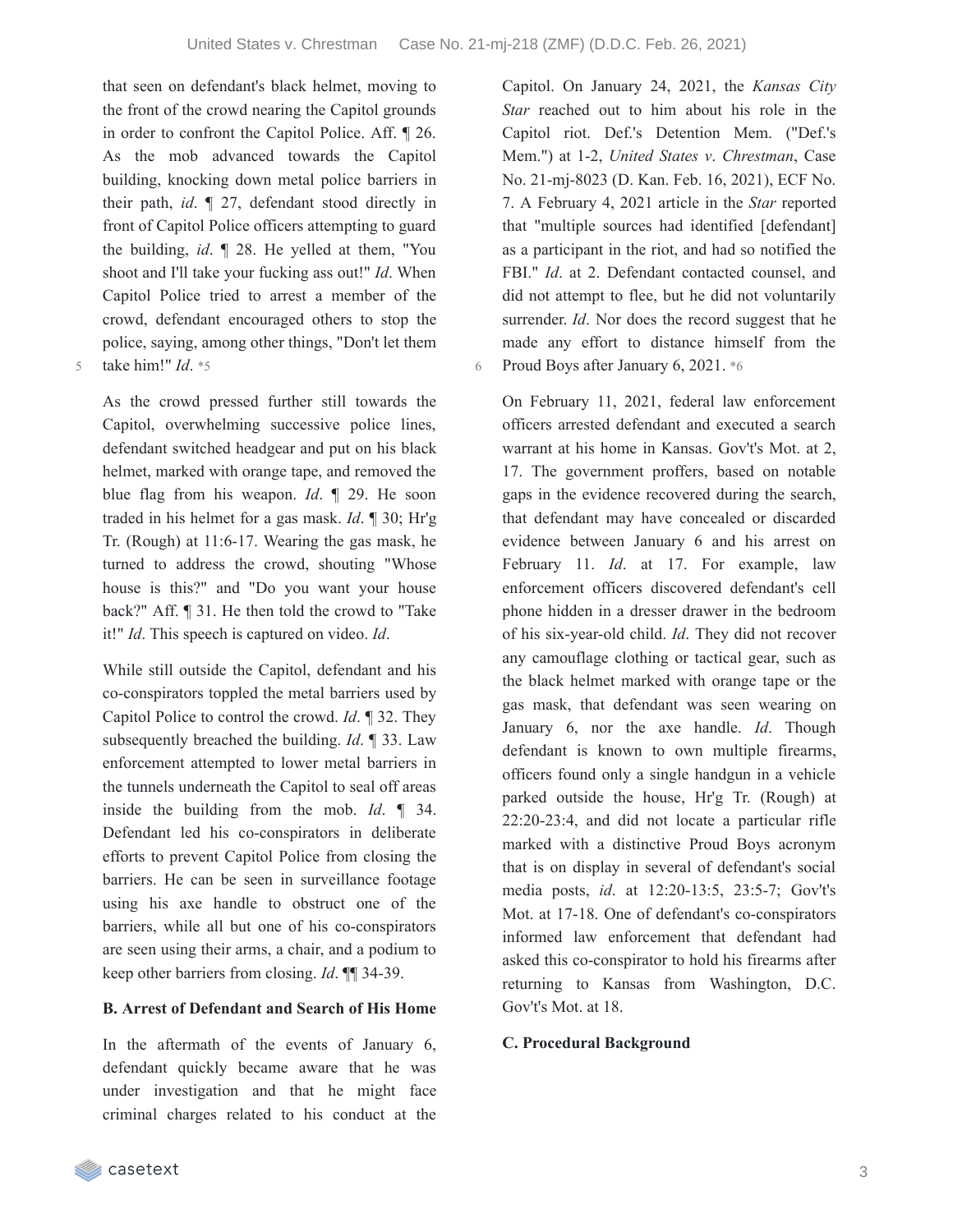that seen on defendant's black helmet, moving to the front of the crowd nearing the Capitol grounds in order to confront the Capitol Police. Aff. ¶ 26. As the mob advanced towards the Capitol building, knocking down metal police barriers in their path, *id*. ¶ 27, defendant stood directly in front of Capitol Police officers attempting to guard the building, *id*. ¶ 28. He yelled at them, "You shoot and I'll take your fucking ass out!" *Id*. When Capitol Police tried to arrest a member of the crowd, defendant encouraged others to stop the police, saying, among other things, "Don't let them take him!" *Id*. *5

As the crowd pressed further still towards the Capitol, overwhelming successive police lines, defendant switched headgear and put on his black helmet, marked with orange tape, and removed the blue flag from his weapon. *Id*. ¶ 29. He soon traded in his helmet for a gas mask. *Id*. ¶ 30; Hr'g Tr. (Rough) at 11:6-17. Wearing the gas mask, he turned to address the crowd, shouting "Whose house is this?" and "Do you want your house back?" Aff. ¶ 31. He then told the crowd to "Take it!" *Id*. This speech is captured on video. *Id*.

While still outside the Capitol, defendant and his co-conspirators toppled the metal barriers used by Capitol Police to control the crowd. *Id*. ¶ 32. They subsequently breached the building. *Id*. ¶ 33. Law enforcement attempted to lower metal barriers in the tunnels underneath the Capitol to seal off areas inside the building from the mob. *Id*. ¶ 34. Defendant led his co-conspirators in deliberate efforts to prevent Capitol Police from closing the barriers. He can be seen in surveillance footage using his axe handle to obstruct one of the barriers, while all but one of his co-conspirators are seen using their arms, a chair, and a podium to keep other barriers from closing. *Id*. ¶¶ 34-39.

**B. Arrest of Defendant and Search of His Home**

In the aftermath of the events of January 6, defendant quickly became aware that he was under investigation and that he might face criminal charges related to his conduct at the Capitol. On January 24, 2021, the *Kansas City Star* reached out to him about his role in the Capitol riot. Def.'s Detention Mem. ("Def.'s Mem.") at 1-2, *United States v. Chrestman*, Case No. 21-mj-8023 (D. Kan. Feb. 16, 2021), ECF No. 7. A February 4, 2021 article in the *Star* reported that "multiple sources had identified [defendant] as a participant in the riot, and had so notified the FBI." *Id*. at 2. Defendant contacted counsel, and did not attempt to flee, but he did not voluntarily surrender. *Id*. Nor does the record suggest that he made any effort to distance himself from the Proud Boys after January 6, 2021. *6

On February 11, 2021, federal law enforcement officers arrested defendant and executed a search warrant at his home in Kansas. Gov't's Mot. at 2, 17. The government proffers, based on notable gaps in the evidence recovered during the search, that defendant may have concealed or discarded evidence between January 6 and his arrest on February 11. *Id*. at 17. For example, law enforcement officers discovered defendant's cell phone hidden in a dresser drawer in the bedroom of his six-year-old child. *Id*. They did not recover any camouflage clothing or tactical gear, such as the black helmet marked with orange tape or the gas mask, that defendant was seen wearing on January 6, nor the axe handle. *Id*. Though defendant is known to own multiple firearms, officers found only a single handgun in a vehicle parked outside the house, Hr'g Tr. (Rough) at 22:20-23:4, and did not locate a particular rifle marked with a distinctive Proud Boys acronym that is on display in several of defendant's social media posts, *id*. at 12:20-13:5, 23:5-7; Gov't's Mot. at 17-18. One of defendant's co-conspirators informed law enforcement that defendant had asked this co-conspirator to hold his firearms after returning to Kansas from Washington, D.C. Gov't's Mot. at 18.

**C. Procedural Background**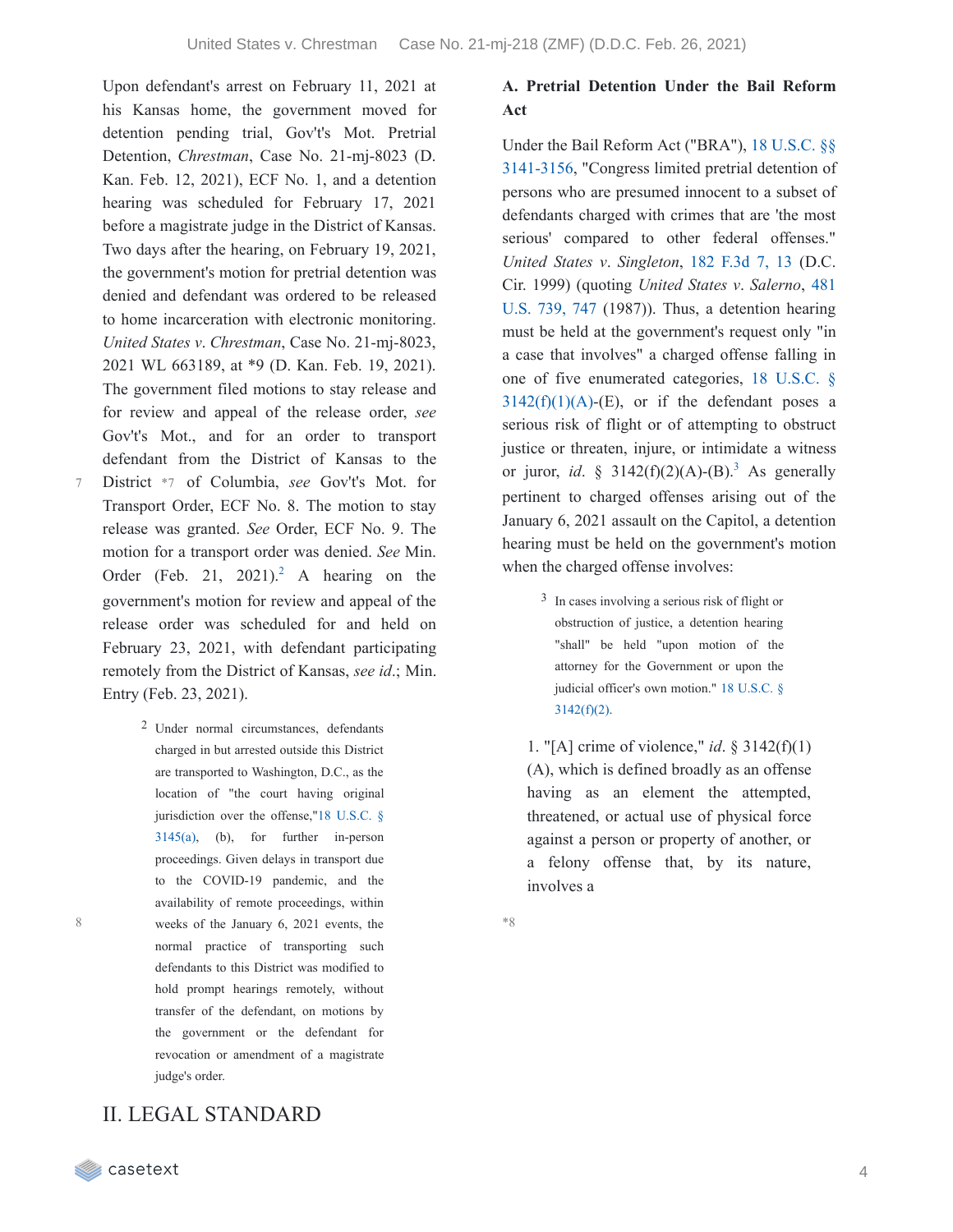Upon defendant's arrest on February 11, 2021 at his Kansas home, the government moved for detention pending trial, Gov't's Mot. Pretrial Detention, *Chrestman*, Case No. 21-mj-8023 (D. Kan. Feb. 12, 2021), ECF No. 1, and a detention hearing was scheduled for February 17, 2021 before a magistrate judge in the District of Kansas. Two days after the hearing, on February 19, 2021, the government's motion for pretrial detention was denied and defendant was ordered to be released to home incarceration with electronic monitoring. *United States v. Chrestman*, Case No. 21-mj-8023, 2021 WL 663189, at *9 (D. Kan. Feb. 19, 2021). The government filed motions to stay release and for review and appeal of the release order, *see* Gov't's Mot., and for an order to transport defendant from the District of Kansas to the District *7 of Columbia, *see* Gov't's Mot. for Transport Order, ECF No. 8. The motion to stay release was granted. *See* Order, ECF No. 9. The motion for a transport order was denied. *See* Min. Order (Feb. 21, 2021).[2] A hearing on the government's motion for review and appeal of the release order was scheduled for and held on February 23, 2021, with defendant participating remotely from the District of Kansas, *see id.*; Min. Entry (Feb. 23, 2021).

[2] Under normal circumstances, defendants charged in but arrested outside this District are transported to Washington, D.C., as the location of "the court having original jurisdiction over the offense,"18 U.S.C. § 3145(a), (b), for further in-person proceedings. Given delays in transport due to the COVID-19 pandemic, and the availability of remote proceedings, within weeks of the January 6, 2021 events, the normal practice of transporting such defendants to this District was modified to hold prompt hearings remotely, without transfer of the defendant, on motions by the government or the defendant for revocation or amendment of a magistrate judge's order.

## II. LEGAL STANDARD

### A. Pretrial Detention Under the Bail Reform Act

Under the Bail Reform Act ("BRA"), 18 U.S.C. §§ 3141-3156, "Congress limited pretrial detention of persons who are presumed innocent to a subset of defendants charged with crimes that are 'the most serious' compared to other federal offenses." *United States v. Singleton*, 182 F.3d 7, 13 (D.C. Cir. 1999) (quoting *United States v. Salerno*, 481 U.S. 739, 747 (1987)). Thus, a detention hearing must be held at the government's request only "in a case that involves" a charged offense falling in one of five enumerated categories, 18 U.S.C. § 3142(f)(1)(A)-(E), or if the defendant poses a serious risk of flight or of attempting to obstruct justice or threaten, injure, or intimidate a witness or juror, *id.* § 3142(f)(2)(A)-(B).[3] As generally pertinent to charged offenses arising out of the January 6, 2021 assault on the Capitol, a detention hearing must be held on the government's motion when the charged offense involves:

[3] In cases involving a serious risk of flight or obstruction of justice, a detention hearing "shall" be held "upon motion of the attorney for the Government or upon the judicial officer's own motion." 18 U.S.C. § 3142(f)(2).

1. "[A] crime of violence," *id.* § 3142(f)(1)(A), which is defined broadly as an offense having as an element the attempted, threatened, or actual use of physical force against a person or property of another, or a felony offense that, by its nature, involves a

*8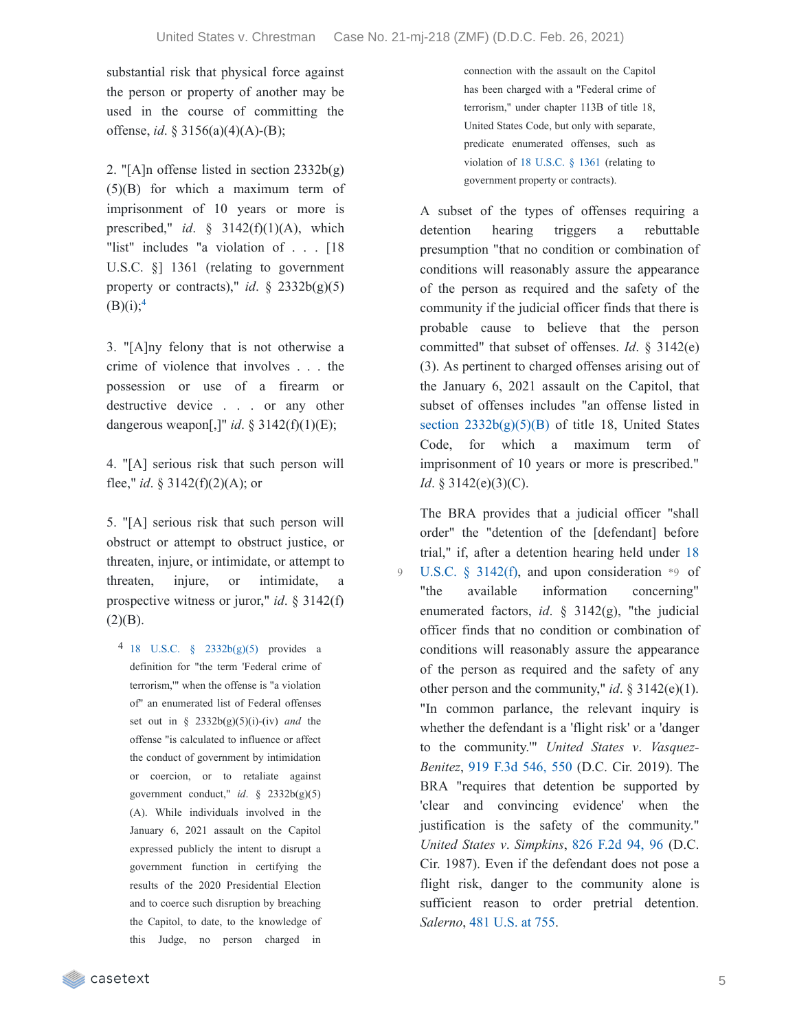substantial risk that physical force against the person or property of another may be used in the course of committing the offense, *id.* § 3156(a)(4)(A)-(B);

2. "[A]n offense listed in section 2332b(g)(5)(B) for which a maximum term of imprisonment of 10 years or more is prescribed," *id.* § 3142(f)(1)(A), which "list" includes "a violation of . . . [18 U.S.C. §] 1361 (relating to government property or contracts)," *id.* § 2332b(g)(5)(B)(i);[4]

3. "[A]ny felony that is not otherwise a crime of violence that involves . . . the possession or use of a firearm or destructive device . . . or any other dangerous weapon[,]" *id.* § 3142(f)(1)(E);

4. "[A] serious risk that such person will flee," *id.* § 3142(f)(2)(A); or

5. "[A] serious risk that such person will obstruct or attempt to obstruct justice, or threaten, injure, or intimidate, or attempt to threaten, injure, or intimidate, a prospective witness or juror," *id.* § 3142(f)(2)(B).

> 4 18 U.S.C. § 2332b(g)(5) provides a definition for "the term 'Federal crime of terrorism,'" when the offense is "a violation of" an enumerated list of Federal offenses set out in § 2332b(g)(5)(i)-(iv) *and* the offense "is calculated to influence or affect the conduct of government by intimidation or coercion, or to retaliate against government conduct," *id.* § 2332b(g)(5)(A). While individuals involved in the January 6, 2021 assault on the Capitol expressed publicly the intent to disrupt a government function in certifying the results of the 2020 Presidential Election and to coerce such disruption by breaching the Capitol, to date, to the knowledge of this Judge, no person charged in connection with the assault on the Capitol has been charged with a "Federal crime of terrorism," under chapter 113B of title 18, United States Code, but only with separate, predicate enumerated offenses, such as violation of 18 U.S.C. § 1361 (relating to government property or contracts).

A subset of the types of offenses requiring a detention hearing triggers a rebuttable presumption "that no condition or combination of conditions will reasonably assure the appearance of the person as required and the safety of the community if the judicial officer finds that there is probable cause to believe that the person committed" that subset of offenses. *Id.* § 3142(e)(3). As pertinent to charged offenses arising out of the January 6, 2021 assault on the Capitol, that subset of offenses includes "an offense listed in section 2332b(g)(5)(B) of title 18, United States Code, for which a maximum term of imprisonment of 10 years or more is prescribed." *Id.* § 3142(e)(3)(C).

The BRA provides that a judicial officer "shall order" the "detention of the [defendant] before trial," if, after a detention hearing held under 18 U.S.C. § 3142(f), and upon consideration \*9 of "the available information concerning" enumerated factors, *id.* § 3142(g), "the judicial officer finds that no condition or combination of conditions will reasonably assure the appearance of the person as required and the safety of any other person and the community," *id.* § 3142(e)(1). "In common parlance, the relevant inquiry is whether the defendant is a 'flight risk' or a 'danger to the community.'" *United States v. Vasquez-Benitez*, 919 F.3d 546, 550 (D.C. Cir. 2019). The BRA "requires that detention be supported by 'clear and convincing evidence' when the justification is the safety of the community." *United States v. Simpkins*, 826 F.2d 94, 96 (D.C. Cir. 1987). Even if the defendant does not pose a flight risk, danger to the community alone is sufficient reason to order pretrial detention. *Salerno*, 481 U.S. at 755.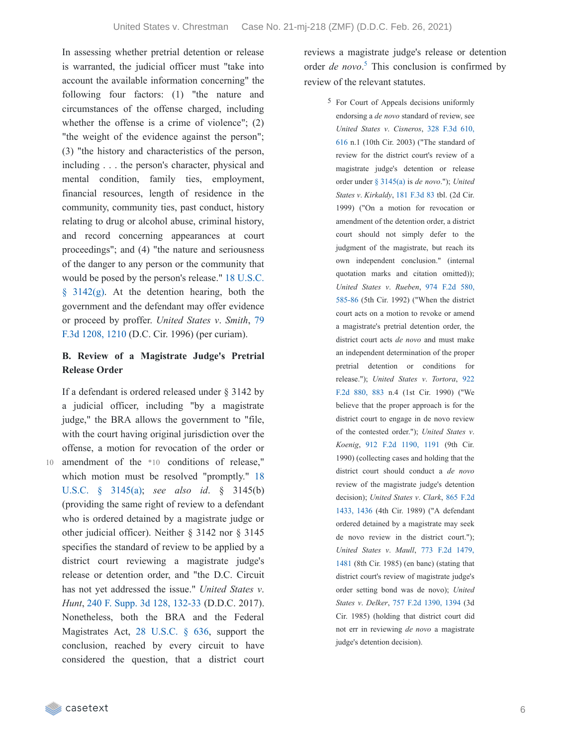In assessing whether pretrial detention or release is warranted, the judicial officer must "take into account the available information concerning" the following four factors: (1) "the nature and circumstances of the offense charged, including whether the offense is a crime of violence"; (2) "the weight of the evidence against the person"; (3) "the history and characteristics of the person, including . . . the person's character, physical and mental condition, family ties, employment, financial resources, length of residence in the community, community ties, past conduct, history relating to drug or alcohol abuse, criminal history, and record concerning appearances at court proceedings"; and (4) "the nature and seriousness of the danger to any person or the community that would be posed by the person's release." 18 U.S.C. § 3142(g). At the detention hearing, both the government and the defendant may offer evidence or proceed by proffer. *United States v. Smith*, 79 F.3d 1208, 1210 (D.C. Cir. 1996) (per curiam).

**B. Review of a Magistrate Judge's Pretrial Release Order**

If a defendant is ordered released under § 3142 by a judicial officer, including "by a magistrate judge," the BRA allows the government to "file, with the court having original jurisdiction over the offense, a motion for revocation of the order or amendment of the *10 conditions of release," which motion must be resolved "promptly." 18 U.S.C. § 3145(a); *see also id.* § 3145(b) (providing the same right of review to a defendant who is ordered detained by a magistrate judge or other judicial officer). Neither § 3142 nor § 3145 specifies the standard of review to be applied by a district court reviewing a magistrate judge's release or detention order, and "the D.C. Circuit has not yet addressed the issue." *United States v. Hunt*, 240 F. Supp. 3d 128, 132-33 (D.D.C. 2017). Nonetheless, both the BRA and the Federal Magistrates Act, 28 U.S.C. § 636, support the conclusion, reached by every circuit to have considered the question, that a district court reviews a magistrate judge's release or detention order *de novo*.[5] This conclusion is confirmed by review of the relevant statutes.

[5] For Court of Appeals decisions uniformly endorsing a *de novo* standard of review, see *United States v. Cisneros*, 328 F.3d 610, 616 n.1 (10th Cir. 2003) ("The standard of review for the district court's review of a magistrate judge's detention or release order under § 3145(a) is *de novo*."); *United States v. Kirkaldy*, 181 F.3d 83 tbl. (2d Cir. 1999) ("On a motion for revocation or amendment of the detention order, a district court should not simply defer to the judgment of the magistrate, but reach its own independent conclusion." (internal quotation marks and citation omitted)); *United States v. Rueben*, 974 F.2d 580, 585-86 (5th Cir. 1992) ("When the district court acts on a motion to revoke or amend a magistrate's pretrial detention order, the district court acts *de novo* and must make an independent determination of the proper pretrial detention or conditions for release."); *United States v. Tortora*, 922 F.2d 880, 883 n.4 (1st Cir. 1990) ("We believe that the proper approach is for the district court to engage in de novo review of the contested order."); *United States v. Koenig*, 912 F.2d 1190, 1191 (9th Cir. 1990) (collecting cases and holding that the district court should conduct a *de novo* review of the magistrate judge's detention decision); *United States v. Clark*, 865 F.2d 1433, 1436 (4th Cir. 1989) ("A defendant ordered detained by a magistrate may seek de novo review in the district court."); *United States v. Maull*, 773 F.2d 1479, 1481 (8th Cir. 1985) (en banc) (stating that district court's review of magistrate judge's order setting bond was de novo); *United States v. Delker*, 757 F.2d 1390, 1394 (3d Cir. 1985) (holding that district court did not err in reviewing *de novo* a magistrate judge's detention decision).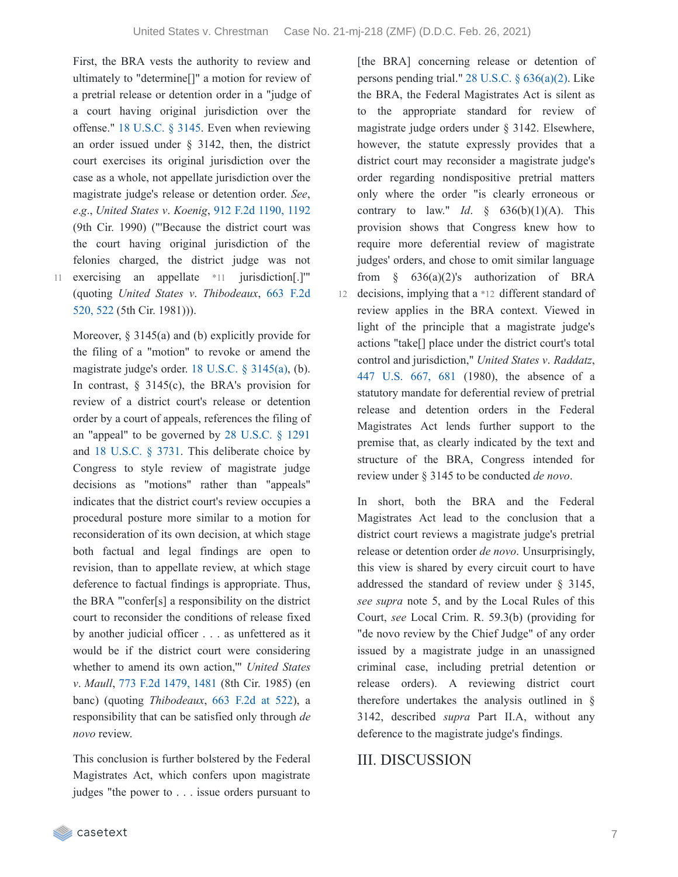First, the BRA vests the authority to review and ultimately to "determine[]" a motion for review of a pretrial release or detention order in a "judge of a court having original jurisdiction over the offense." 18 U.S.C. § 3145. Even when reviewing an order issued under § 3142, then, the district court exercises its original jurisdiction over the case as a whole, not appellate jurisdiction over the magistrate judge's release or detention order. *See, e.g.*, *United States v. Koenig*, 912 F.2d 1190, 1192 (9th Cir. 1990) ("'Because the district court was the court having original jurisdiction of the felonies charged, the district judge was not exercising an appellate *11 jurisdiction[.]'" (quoting *United States v. Thibodeaux*, 663 F.2d 520, 522 (5th Cir. 1981))).

Moreover, § 3145(a) and (b) explicitly provide for the filing of a "motion" to revoke or amend the magistrate judge's order. 18 U.S.C. § 3145(a), (b). In contrast, § 3145(c), the BRA's provision for review of a district court's release or detention order by a court of appeals, references the filing of an "appeal" to be governed by 28 U.S.C. § 1291 and 18 U.S.C. § 3731. This deliberate choice by Congress to style review of magistrate judge decisions as "motions" rather than "appeals" indicates that the district court's review occupies a procedural posture more similar to a motion for reconsideration of its own decision, at which stage both factual and legal findings are open to revision, than to appellate review, at which stage deference to factual findings is appropriate. Thus, the BRA "'confer[s] a responsibility on the district court to reconsider the conditions of release fixed by another judicial officer . . . as unfettered as it would be if the district court were considering whether to amend its own action,'" *United States v. Maull*, 773 F.2d 1479, 1481 (8th Cir. 1985) (en banc) (quoting *Thibodeaux*, 663 F.2d at 522), a responsibility that can be satisfied only through *de novo* review.

This conclusion is further bolstered by the Federal Magistrates Act, which confers upon magistrate judges "the power to . . . issue orders pursuant to [the BRA] concerning release or detention of persons pending trial." 28 U.S.C. § 636(a)(2). Like the BRA, the Federal Magistrates Act is silent as to the appropriate standard for review of magistrate judge orders under § 3142. Elsewhere, however, the statute expressly provides that a district court may reconsider a magistrate judge's order regarding nondispositive pretrial matters only where the order "is clearly erroneous or contrary to law." *Id.* § 636(b)(1)(A). This provision shows that Congress knew how to require more deferential review of magistrate judges' orders, and chose to omit similar language from § 636(a)(2)'s authorization of BRA decisions, implying that a *12 different standard of review applies in the BRA context. Viewed in light of the principle that a magistrate judge's actions "take[] place under the district court's total control and jurisdiction," *United States v. Raddatz*, 447 U.S. 667, 681 (1980), the absence of a statutory mandate for deferential review of pretrial release and detention orders in the Federal Magistrates Act lends further support to the premise that, as clearly indicated by the text and structure of the BRA, Congress intended for review under § 3145 to be conducted *de novo*.

In short, both the BRA and the Federal Magistrates Act lead to the conclusion that a district court reviews a magistrate judge's pretrial release or detention order *de novo*. Unsurprisingly, this view is shared by every circuit court to have addressed the standard of review under § 3145, *see supra* note 5, and by the Local Rules of this Court, *see* Local Crim. R. 59.3(b) (providing for "de novo review by the Chief Judge" of any order issued by a magistrate judge in an unassigned criminal case, including pretrial detention or release orders). A reviewing district court therefore undertakes the analysis outlined in § 3142, described *supra* Part II.A, without any deference to the magistrate judge's findings.

## III. DISCUSSION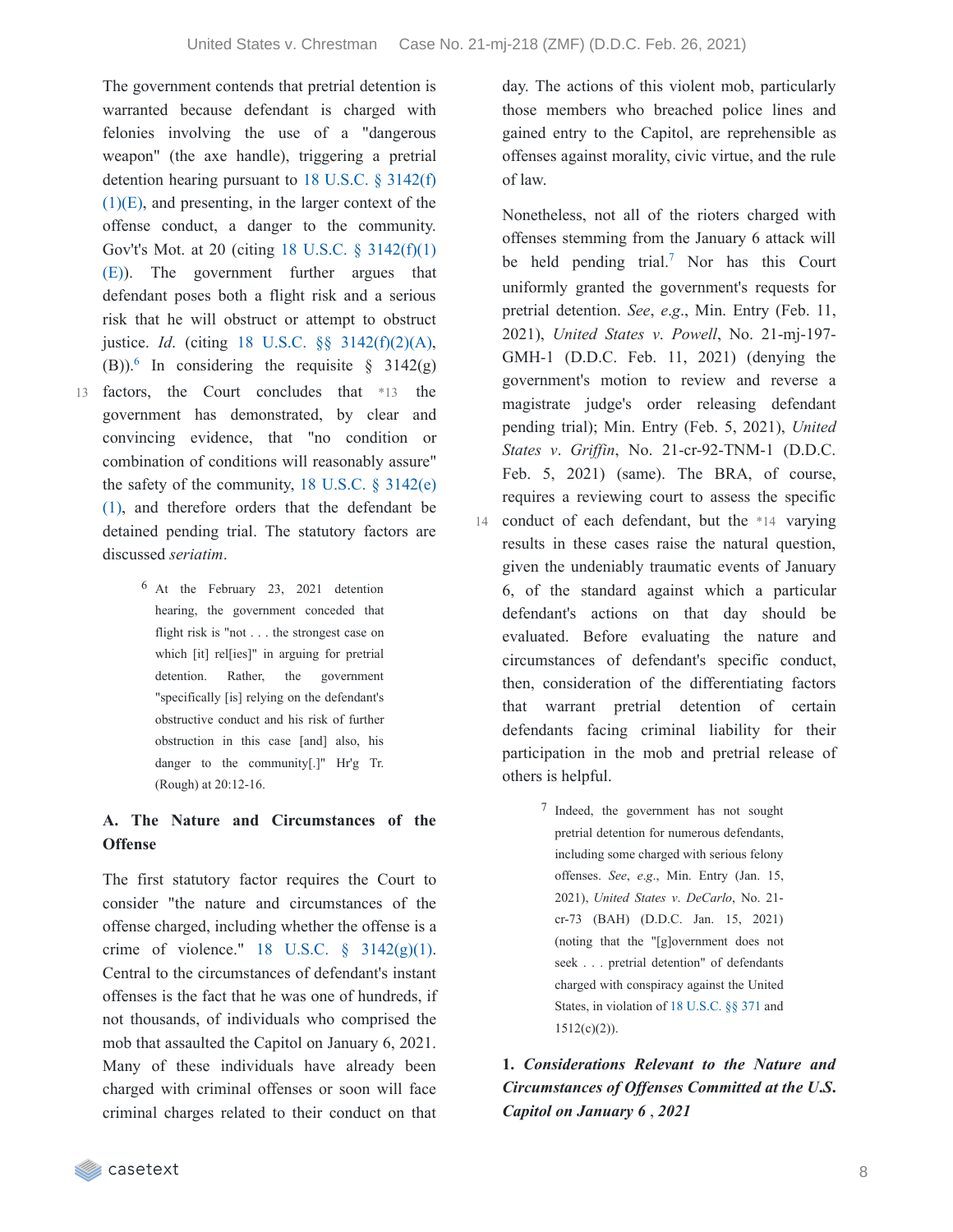The government contends that pretrial detention is warranted because defendant is charged with felonies involving the use of a "dangerous weapon" (the axe handle), triggering a pretrial detention hearing pursuant to 18 U.S.C. § 3142(f)(1)(E), and presenting, in the larger context of the offense conduct, a danger to the community. Gov't's Mot. at 20 (citing 18 U.S.C. § 3142(f)(1)(E)). The government further argues that defendant poses both a flight risk and a serious risk that he will obstruct or attempt to obstruct justice. *Id.* (citing 18 U.S.C. §§ 3142(f)(2)(A), (B)).[6] In considering the requisite § 3142(g) factors, the Court concludes that *13 the government has demonstrated, by clear and convincing evidence, that "no condition or combination of conditions will reasonably assure" the safety of the community, 18 U.S.C. § 3142(e)(1), and therefore orders that the defendant be detained pending trial. The statutory factors are discussed *seriatim*.

[6] At the February 23, 2021 detention hearing, the government conceded that flight risk is "not . . . the strongest case on which [it] rel[ies]" in arguing for pretrial detention. Rather, the government "specifically [is] relying on the defendant's obstructive conduct and his risk of further obstruction in this case [and] also, his danger to the community[.]" Hr'g Tr. (Rough) at 20:12-16.

### A. The Nature and Circumstances of the Offense

The first statutory factor requires the Court to consider "the nature and circumstances of the offense charged, including whether the offense is a crime of violence." 18 U.S.C. § 3142(g)(1). Central to the circumstances of defendant's instant offenses is the fact that he was one of hundreds, if not thousands, of individuals who comprised the mob that assaulted the Capitol on January 6, 2021. Many of these individuals have already been charged with criminal offenses or soon will face criminal charges related to their conduct on that day. The actions of this violent mob, particularly those members who breached police lines and gained entry to the Capitol, are reprehensible as offenses against morality, civic virtue, and the rule of law.

Nonetheless, not all of the rioters charged with offenses stemming from the January 6 attack will be held pending trial.[7] Nor has this Court uniformly granted the government's requests for pretrial detention. *See*, *e.g.*, Min. Entry (Feb. 11, 2021), *United States v. Powell*, No. 21-mj-197-GMH-1 (D.D.C. Feb. 11, 2021) (denying the government's motion to review and reverse a magistrate judge's order releasing defendant pending trial); Min. Entry (Feb. 5, 2021), *United States v. Griffin*, No. 21-cr-92-TNM-1 (D.D.C. Feb. 5, 2021) (same). The BRA, of course, requires a reviewing court to assess the specific conduct of each defendant, but the *14 varying results in these cases raise the natural question, given the undeniably traumatic events of January 6, of the standard against which a particular defendant's actions on that day should be evaluated. Before evaluating the nature and circumstances of defendant's specific conduct, then, consideration of the differentiating factors that warrant pretrial detention of certain defendants facing criminal liability for their participation in the mob and pretrial release of others is helpful.

[7] Indeed, the government has not sought pretrial detention for numerous defendants, including some charged with serious felony offenses. *See*, *e.g.*, Min. Entry (Jan. 15, 2021), *United States v. DeCarlo*, No. 21-cr-73 (BAH) (D.D.C. Jan. 15, 2021) (noting that the "[g]overnment does not seek . . . pretrial detention" of defendants charged with conspiracy against the United States, in violation of 18 U.S.C. §§ 371 and 1512(c)(2)).

#### 1. *Considerations Relevant to the Nature and Circumstances of Offenses Committed at the U.S. Capitol on January 6 , 2021*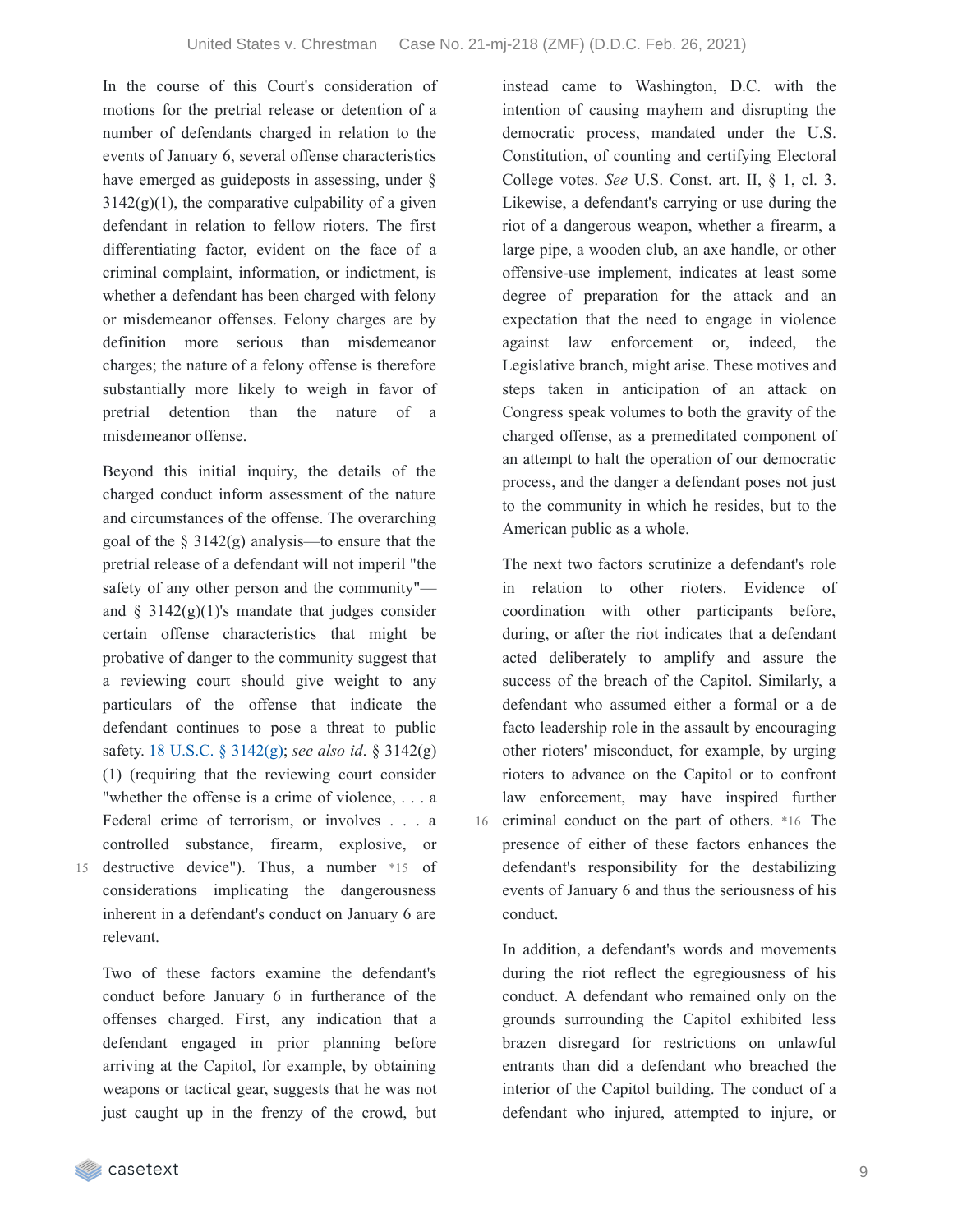In the course of this Court's consideration of motions for the pretrial release or detention of a number of defendants charged in relation to the events of January 6, several offense characteristics have emerged as guideposts in assessing, under § 3142(g)(1), the comparative culpability of a given defendant in relation to fellow rioters. The first differentiating factor, evident on the face of a criminal complaint, information, or indictment, is whether a defendant has been charged with felony or misdemeanor offenses. Felony charges are by definition more serious than misdemeanor charges; the nature of a felony offense is therefore substantially more likely to weigh in favor of pretrial detention than the nature of a misdemeanor offense.

Beyond this initial inquiry, the details of the charged conduct inform assessment of the nature and circumstances of the offense. The overarching goal of the § 3142(g) analysis—to ensure that the pretrial release of a defendant will not imperil "the safety of any other person and the community"—and § 3142(g)(1)'s mandate that judges consider certain offense characteristics that might be probative of danger to the community suggest that a reviewing court should give weight to any particulars of the offense that indicate the defendant continues to pose a threat to public safety. 18 U.S.C. § 3142(g); *see also id.* § 3142(g)(1) (requiring that the reviewing court consider "whether the offense is a crime of violence, . . . a Federal crime of terrorism, or involves . . . a controlled substance, firearm, explosive, or destructive device"). Thus, a number *15 of considerations implicating the dangerousness inherent in a defendant's conduct on January 6 are relevant.

Two of these factors examine the defendant's conduct before January 6 in furtherance of the offenses charged. First, any indication that a defendant engaged in prior planning before arriving at the Capitol, for example, by obtaining weapons or tactical gear, suggests that he was not just caught up in the frenzy of the crowd, but instead came to Washington, D.C. with the intention of causing mayhem and disrupting the democratic process, mandated under the U.S. Constitution, of counting and certifying Electoral College votes. *See* U.S. Const. art. II, § 1, cl. 3. Likewise, a defendant's carrying or use during the riot of a dangerous weapon, whether a firearm, a large pipe, a wooden club, an axe handle, or other offensive-use implement, indicates at least some degree of preparation for the attack and an expectation that the need to engage in violence against law enforcement or, indeed, the Legislative branch, might arise. These motives and steps taken in anticipation of an attack on Congress speak volumes to both the gravity of the charged offense, as a premeditated component of an attempt to halt the operation of our democratic process, and the danger a defendant poses not just to the community in which he resides, but to the American public as a whole.

The next two factors scrutinize a defendant's role in relation to other rioters. Evidence of coordination with other participants before, during, or after the riot indicates that a defendant acted deliberately to amplify and assure the success of the breach of the Capitol. Similarly, a defendant who assumed either a formal or a de facto leadership role in the assault by encouraging other rioters' misconduct, for example, by urging rioters to advance on the Capitol or to confront law enforcement, may have inspired further criminal conduct on the part of others. *16 The presence of either of these factors enhances the defendant's responsibility for the destabilizing events of January 6 and thus the seriousness of his conduct.

In addition, a defendant's words and movements during the riot reflect the egregiousness of his conduct. A defendant who remained only on the grounds surrounding the Capitol exhibited less brazen disregard for restrictions on unlawful entrants than did a defendant who breached the interior of the Capitol building. The conduct of a defendant who injured, attempted to injure, or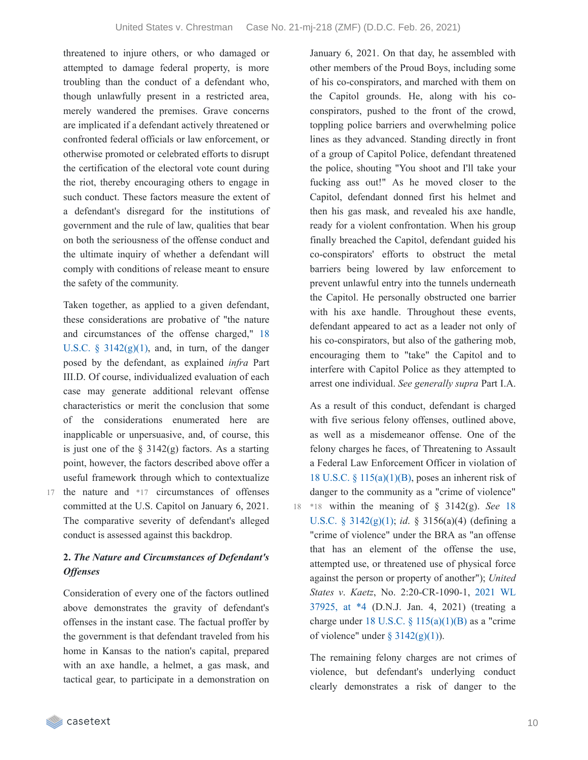threatened to injure others, or who damaged or attempted to damage federal property, is more troubling than the conduct of a defendant who, though unlawfully present in a restricted area, merely wandered the premises. Grave concerns are implicated if a defendant actively threatened or confronted federal officials or law enforcement, or otherwise promoted or celebrated efforts to disrupt the certification of the electoral vote count during the riot, thereby encouraging others to engage in such conduct. These factors measure the extent of a defendant's disregard for the institutions of government and the rule of law, qualities that bear on both the seriousness of the offense conduct and the ultimate inquiry of whether a defendant will comply with conditions of release meant to ensure the safety of the community.

Taken together, as applied to a given defendant, these considerations are probative of "the nature and circumstances of the offense charged," 18 U.S.C. § 3142(g)(1), and, in turn, of the danger posed by the defendant, as explained *infra* Part III.D. Of course, individualized evaluation of each case may generate additional relevant offense characteristics or merit the conclusion that some of the considerations enumerated here are inapplicable or unpersuasive, and, of course, this is just one of the § 3142(g) factors. As a starting point, however, the factors described above offer a useful framework through which to contextualize the nature and *17 circumstances of offenses committed at the U.S. Capitol on January 6, 2021. The comparative severity of defendant's alleged conduct is assessed against this backdrop.

**2. *The Nature and Circumstances of Defendant's Offenses***

Consideration of every one of the factors outlined above demonstrates the gravity of defendant's offenses in the instant case. The factual proffer by the government is that defendant traveled from his home in Kansas to the nation's capital, prepared with an axe handle, a helmet, a gas mask, and tactical gear, to participate in a demonstration on January 6, 2021. On that day, he assembled with other members of the Proud Boys, including some of his co-conspirators, and marched with them on the Capitol grounds. He, along with his co-conspirators, pushed to the front of the crowd, toppling police barriers and overwhelming police lines as they advanced. Standing directly in front of a group of Capitol Police, defendant threatened the police, shouting "You shoot and I'll take your fucking ass out!" As he moved closer to the Capitol, defendant donned first his helmet and then his gas mask, and revealed his axe handle, ready for a violent confrontation. When his group finally breached the Capitol, defendant guided his co-conspirators' efforts to obstruct the metal barriers being lowered by law enforcement to prevent unlawful entry into the tunnels underneath the Capitol. He personally obstructed one barrier with his axe handle. Throughout these events, defendant appeared to act as a leader not only of his co-conspirators, but also of the gathering mob, encouraging them to "take" the Capitol and to interfere with Capitol Police as they attempted to arrest one individual. *See generally supra* Part I.A.

As a result of this conduct, defendant is charged with five serious felony offenses, outlined above, as well as a misdemeanor offense. One of the felony charges he faces, of Threatening to Assault a Federal Law Enforcement Officer in violation of 18 U.S.C. § 115(a)(1)(B), poses an inherent risk of danger to the community as a "crime of violence" *18 within the meaning of § 3142(g). *See* 18 U.S.C. § 3142(g)(1); *id.* § 3156(a)(4) (defining a "crime of violence" under the BRA as "an offense that has an element of the offense the use, attempted use, or threatened use of physical force against the person or property of another"); *United States v. Kaetz*, No. 2:20-CR-1090-1, 2021 WL 37925, at *4 (D.N.J. Jan. 4, 2021) (treating a charge under 18 U.S.C. § 115(a)(1)(B) as a "crime of violence" under § 3142(g)(1)).

The remaining felony charges are not crimes of violence, but defendant's underlying conduct clearly demonstrates a risk of danger to the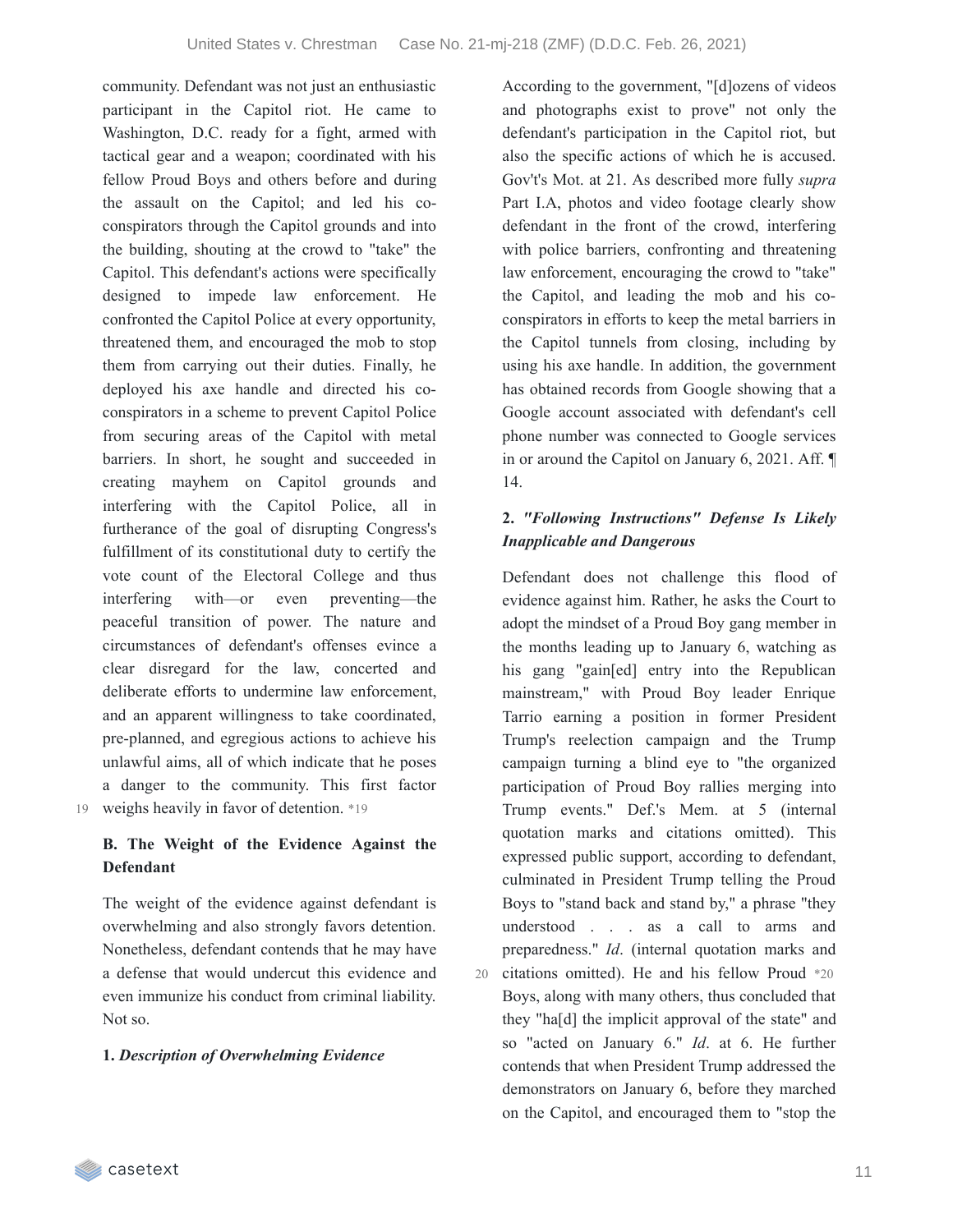community. Defendant was not just an enthusiastic participant in the Capitol riot. He came to Washington, D.C. ready for a fight, armed with tactical gear and a weapon; coordinated with his fellow Proud Boys and others before and during the assault on the Capitol; and led his co-conspirators through the Capitol grounds and into the building, shouting at the crowd to "take" the Capitol. This defendant's actions were specifically designed to impede law enforcement. He confronted the Capitol Police at every opportunity, threatened them, and encouraged the mob to stop them from carrying out their duties. Finally, he deployed his axe handle and directed his co-conspirators in a scheme to prevent Capitol Police from securing areas of the Capitol with metal barriers. In short, he sought and succeeded in creating mayhem on Capitol grounds and interfering with the Capitol Police, all in furtherance of the goal of disrupting Congress's fulfillment of its constitutional duty to certify the vote count of the Electoral College and thus interfering with—or even preventing—the peaceful transition of power. The nature and circumstances of defendant's offenses evince a clear disregard for the law, concerted and deliberate efforts to undermine law enforcement, and an apparent willingness to take coordinated, pre-planned, and egregious actions to achieve his unlawful aims, all of which indicate that he poses a danger to the community. This first factor weighs heavily in favor of detention. *19

**B. The Weight of the Evidence Against the Defendant**

The weight of the evidence against defendant is overwhelming and also strongly favors detention. Nonetheless, defendant contends that he may have a defense that would undercut this evidence and even immunize his conduct from criminal liability. Not so.

**1. *Description of Overwhelming Evidence***

According to the government, "[d]ozens of videos and photographs exist to prove" not only the defendant's participation in the Capitol riot, but also the specific actions of which he is accused. Gov't's Mot. at 21. As described more fully *supra* Part I.A, photos and video footage clearly show defendant in the front of the crowd, interfering with police barriers, confronting and threatening law enforcement, encouraging the crowd to "take" the Capitol, and leading the mob and his co-conspirators in efforts to keep the metal barriers in the Capitol tunnels from closing, including by using his axe handle. In addition, the government has obtained records from Google showing that a Google account associated with defendant's cell phone number was connected to Google services in or around the Capitol on January 6, 2021. Aff. ¶ 14.

**2. *"Following Instructions" Defense Is Likely Inapplicable and Dangerous***

Defendant does not challenge this flood of evidence against him. Rather, he asks the Court to adopt the mindset of a Proud Boy gang member in the months leading up to January 6, watching as his gang "gain[ed] entry into the Republican mainstream," with Proud Boy leader Enrique Tarrio earning a position in former President Trump's reelection campaign and the Trump campaign turning a blind eye to "the organized participation of Proud Boy rallies merging into Trump events." Def.'s Mem. at 5 (internal quotation marks and citations omitted). This expressed public support, according to defendant, culminated in President Trump telling the Proud Boys to "stand back and stand by," a phrase "they understood . . . as a call to arms and preparedness." *Id*. (internal quotation marks and citations omitted). He and his fellow Proud *20 Boys, along with many others, thus concluded that they "ha[d] the implicit approval of the state" and so "acted on January 6." *Id*. at 6. He further contends that when President Trump addressed the demonstrators on January 6, before they marched on the Capitol, and encouraged them to "stop the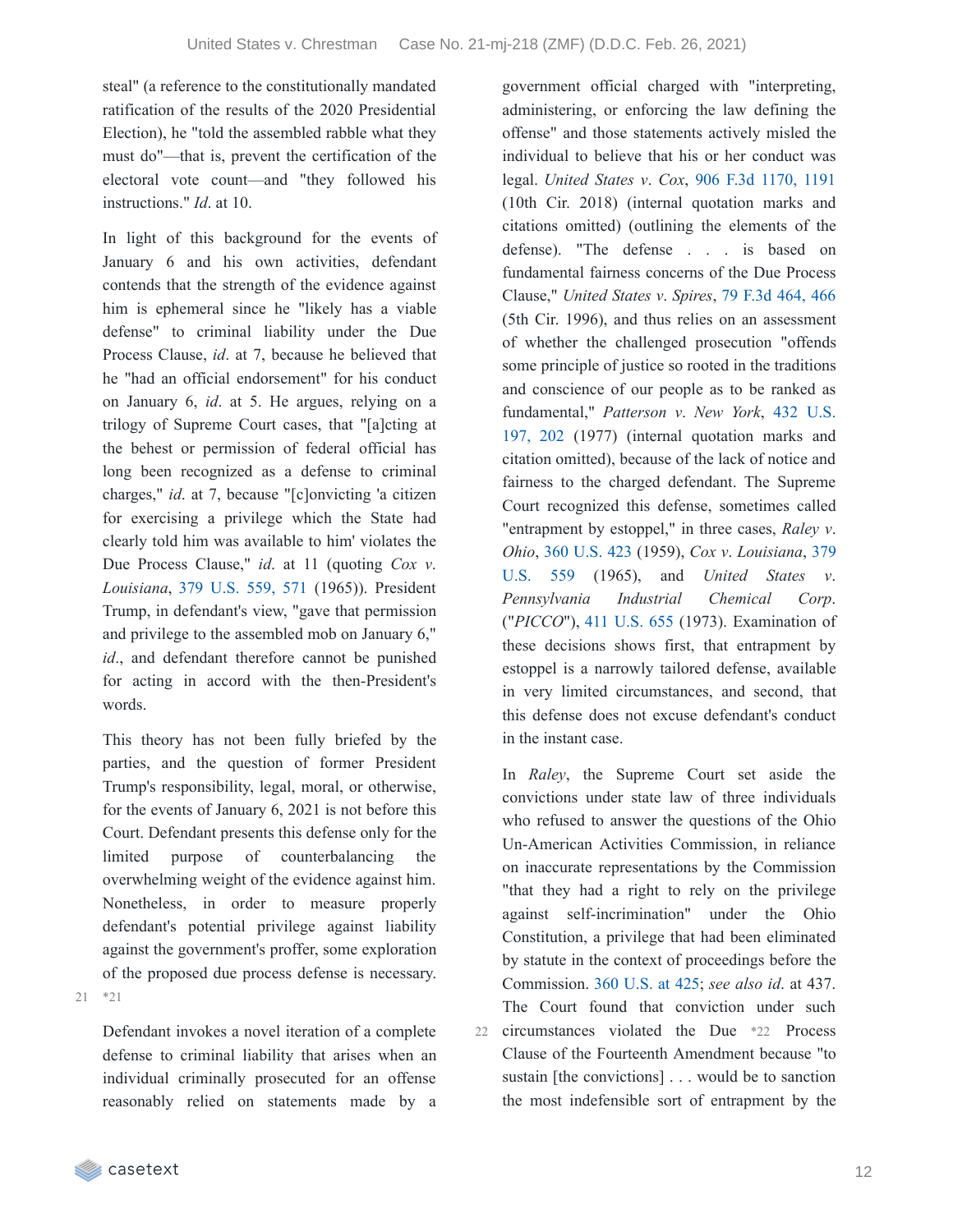steal" (a reference to the constitutionally mandated ratification of the results of the 2020 Presidential Election), he "told the assembled rabble what they must do"—that is, prevent the certification of the electoral vote count—and "they followed his instructions." *Id*. at 10.

In light of this background for the events of January 6 and his own activities, defendant contends that the strength of the evidence against him is ephemeral since he "likely has a viable defense" to criminal liability under the Due Process Clause, *id*. at 7, because he believed that he "had an official endorsement" for his conduct on January 6, *id*. at 5. He argues, relying on a trilogy of Supreme Court cases, that "[a]cting at the behest or permission of federal official has long been recognized as a defense to criminal charges," *id*. at 7, because "[c]onvicting 'a citizen for exercising a privilege which the State had clearly told him was available to him' violates the Due Process Clause," *id*. at 11 (quoting *Cox v. Louisiana*, 379 U.S. 559, 571 (1965)). President Trump, in defendant's view, "gave that permission and privilege to the assembled mob on January 6," *id*., and defendant therefore cannot be punished for acting in accord with the then-President's words.

This theory has not been fully briefed by the parties, and the question of former President Trump's responsibility, legal, moral, or otherwise, for the events of January 6, 2021 is not before this Court. Defendant presents this defense only for the limited purpose of counterbalancing the overwhelming weight of the evidence against him. Nonetheless, in order to measure properly defendant's potential privilege against liability against the government's proffer, some exploration of the proposed due process defense is necessary. *21

Defendant invokes a novel iteration of a complete defense to criminal liability that arises when an individual criminally prosecuted for an offense reasonably relied on statements made by a government official charged with "interpreting, administering, or enforcing the law defining the offense" and those statements actively misled the individual to believe that his or her conduct was legal. *United States v. Cox*, 906 F.3d 1170, 1191 (10th Cir. 2018) (internal quotation marks and citations omitted) (outlining the elements of the defense). "The defense . . . is based on fundamental fairness concerns of the Due Process Clause," *United States v. Spires*, 79 F.3d 464, 466 (5th Cir. 1996), and thus relies on an assessment of whether the challenged prosecution "offends some principle of justice so rooted in the traditions and conscience of our people as to be ranked as fundamental," *Patterson v. New York*, 432 U.S. 197, 202 (1977) (internal quotation marks and citation omitted), because of the lack of notice and fairness to the charged defendant. The Supreme Court recognized this defense, sometimes called "entrapment by estoppel," in three cases, *Raley v. Ohio*, 360 U.S. 423 (1959), *Cox v. Louisiana*, 379 U.S. 559 (1965), and *United States v. Pennsylvania Industrial Chemical Corp*. ("*PICCO*"), 411 U.S. 655 (1973). Examination of these decisions shows first, that entrapment by estoppel is a narrowly tailored defense, available in very limited circumstances, and second, that this defense does not excuse defendant's conduct in the instant case.

In *Raley*, the Supreme Court set aside the convictions under state law of three individuals who refused to answer the questions of the Ohio Un-American Activities Commission, in reliance on inaccurate representations by the Commission "that they had a right to rely on the privilege against self-incrimination" under the Ohio Constitution, a privilege that had been eliminated by statute in the context of proceedings before the Commission. 360 U.S. at 425; *see also id*. at 437. The Court found that conviction under such circumstances violated the Due *22 Process Clause of the Fourteenth Amendment because "to sustain [the convictions] . . . would be to sanction the most indefensible sort of entrapment by the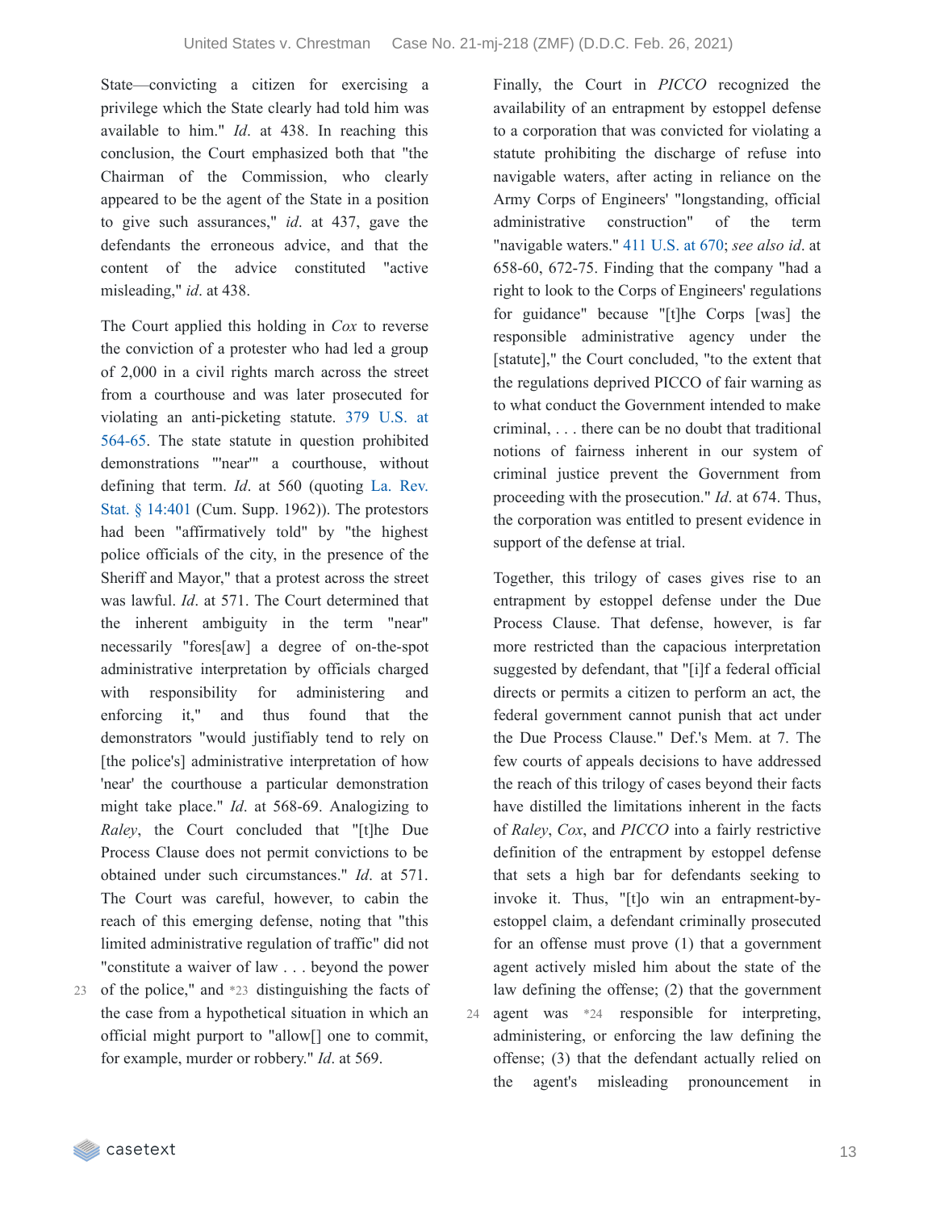State—convicting a citizen for exercising a privilege which the State clearly had told him was available to him." *Id*. at 438. In reaching this conclusion, the Court emphasized both that "the Chairman of the Commission, who clearly appeared to be the agent of the State in a position to give such assurances," *id*. at 437, gave the defendants the erroneous advice, and that the content of the advice constituted "active misleading," *id*. at 438.

The Court applied this holding in *Cox* to reverse the conviction of a protester who had led a group of 2,000 in a civil rights march across the street from a courthouse and was later prosecuted for violating an anti-picketing statute. 379 U.S. at 564-65. The state statute in question prohibited demonstrations "'near'" a courthouse, without defining that term. *Id*. at 560 (quoting La. Rev. Stat. § 14:401 (Cum. Supp. 1962)). The protestors had been "affirmatively told" by "the highest police officials of the city, in the presence of the Sheriff and Mayor," that a protest across the street was lawful. *Id*. at 571. The Court determined that the inherent ambiguity in the term "near" necessarily "fores[aw] a degree of on-the-spot administrative interpretation by officials charged with responsibility for administering and enforcing it," and thus found that the demonstrators "would justifiably tend to rely on [the police's] administrative interpretation of how 'near' the courthouse a particular demonstration might take place." *Id*. at 568-69. Analogizing to *Raley*, the Court concluded that "[t]he Due Process Clause does not permit convictions to be obtained under such circumstances." *Id*. at 571. The Court was careful, however, to cabin the reach of this emerging defense, noting that "this limited administrative regulation of traffic" did not "constitute a waiver of law . . . beyond the power of the police," and *23 distinguishing the facts of the case from a hypothetical situation in which an official might purport to "allow[] one to commit, for example, murder or robbery." *Id*. at 569.

Finally, the Court in *PICCO* recognized the availability of an entrapment by estoppel defense to a corporation that was convicted for violating a statute prohibiting the discharge of refuse into navigable waters, after acting in reliance on the Army Corps of Engineers' "longstanding, official administrative construction" of the term "navigable waters." 411 U.S. at 670; *see also id*. at 658-60, 672-75. Finding that the company "had a right to look to the Corps of Engineers' regulations for guidance" because "[t]he Corps [was] the responsible administrative agency under the [statute]," the Court concluded, "to the extent that the regulations deprived PICCO of fair warning as to what conduct the Government intended to make criminal, . . . there can be no doubt that traditional notions of fairness inherent in our system of criminal justice prevent the Government from proceeding with the prosecution." *Id*. at 674. Thus, the corporation was entitled to present evidence in support of the defense at trial.

Together, this trilogy of cases gives rise to an entrapment by estoppel defense under the Due Process Clause. That defense, however, is far more restricted than the capacious interpretation suggested by defendant, that "[i]f a federal official directs or permits a citizen to perform an act, the federal government cannot punish that act under the Due Process Clause." Def.'s Mem. at 7. The few courts of appeals decisions to have addressed the reach of this trilogy of cases beyond their facts have distilled the limitations inherent in the facts of *Raley*, *Cox*, and *PICCO* into a fairly restrictive definition of the entrapment by estoppel defense that sets a high bar for defendants seeking to invoke it. Thus, "[t]o win an entrapment-by-estoppel claim, a defendant criminally prosecuted for an offense must prove (1) that a government agent actively misled him about the state of the law defining the offense; (2) that the government agent was *24 responsible for interpreting, administering, or enforcing the law defining the offense; (3) that the defendant actually relied on the agent's misleading pronouncement in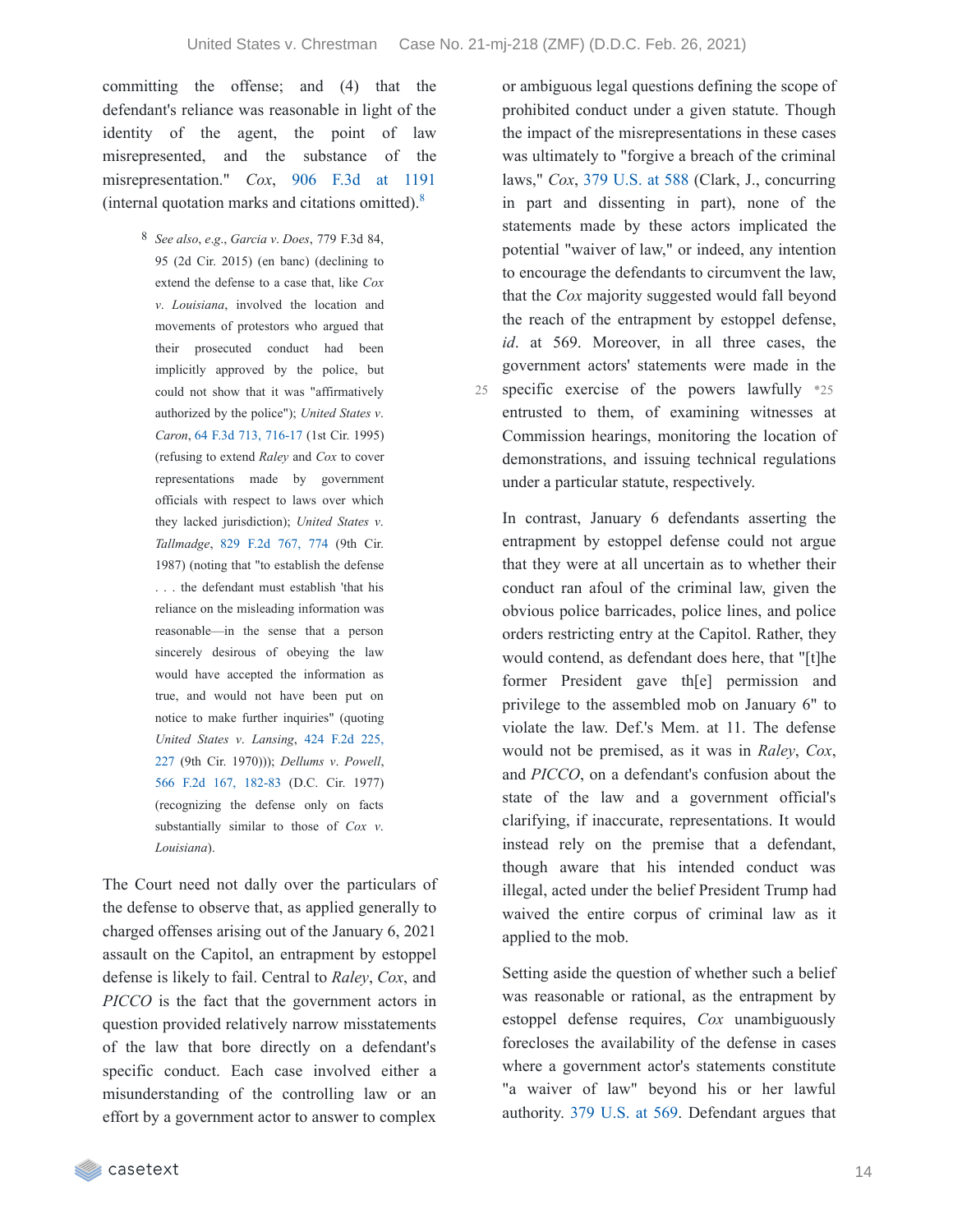committing the offense; and (4) that the defendant's reliance was reasonable in light of the identity of the agent, the point of law misrepresented, and the substance of the misrepresentation." *Cox*, 906 F.3d at 1191 (internal quotation marks and citations omitted).[8]

> [8] *See also*, *e.g.*, *Garcia v. Does*, 779 F.3d 84, 95 (2d Cir. 2015) (en banc) (declining to extend the defense to a case that, like *Cox v. Louisiana*, involved the location and movements of protestors who argued that their prosecuted conduct had been implicitly approved by the police, but could not show that it was "affirmatively authorized by the police"); *United States v. Caron*, 64 F.3d 713, 716-17 (1st Cir. 1995) (refusing to extend *Raley* and *Cox* to cover representations made by government officials with respect to laws over which they lacked jurisdiction); *United States v. Tallmadge*, 829 F.2d 767, 774 (9th Cir. 1987) (noting that "to establish the defense . . . the defendant must establish 'that his reliance on the misleading information was reasonable—in the sense that a person sincerely desirous of obeying the law would have accepted the information as true, and would not have been put on notice to make further inquiries" (quoting *United States v. Lansing*, 424 F.2d 225, 227 (9th Cir. 1970))); *Dellums v. Powell*, 566 F.2d 167, 182-83 (D.C. Cir. 1977) (recognizing the defense only on facts substantially similar to those of *Cox v. Louisiana*).

The Court need not dally over the particulars of the defense to observe that, as applied generally to charged offenses arising out of the January 6, 2021 assault on the Capitol, an entrapment by estoppel defense is likely to fail. Central to *Raley*, *Cox*, and *PICCO* is the fact that the government actors in question provided relatively narrow misstatements of the law that bore directly on a defendant's specific conduct. Each case involved either a misunderstanding of the controlling law or an effort by a government actor to answer to complex or ambiguous legal questions defining the scope of prohibited conduct under a given statute. Though the impact of the misrepresentations in these cases was ultimately to "forgive a breach of the criminal laws," *Cox*, 379 U.S. at 588 (Clark, J., concurring in part and dissenting in part), none of the statements made by these actors implicated the potential "waiver of law," or indeed, any intention to encourage the defendants to circumvent the law, that the *Cox* majority suggested would fall beyond the reach of the entrapment by estoppel defense, *id*. at 569. Moreover, in all three cases, the government actors' statements were made in the specific exercise of the powers lawfully *25 entrusted to them, of examining witnesses at Commission hearings, monitoring the location of demonstrations, and issuing technical regulations under a particular statute, respectively.

In contrast, January 6 defendants asserting the entrapment by estoppel defense could not argue that they were at all uncertain as to whether their conduct ran afoul of the criminal law, given the obvious police barricades, police lines, and police orders restricting entry at the Capitol. Rather, they would contend, as defendant does here, that "[t]he former President gave th[e] permission and privilege to the assembled mob on January 6" to violate the law. Def.'s Mem. at 11. The defense would not be premised, as it was in *Raley*, *Cox*, and *PICCO*, on a defendant's confusion about the state of the law and a government official's clarifying, if inaccurate, representations. It would instead rely on the premise that a defendant, though aware that his intended conduct was illegal, acted under the belief President Trump had waived the entire corpus of criminal law as it applied to the mob.

Setting aside the question of whether such a belief was reasonable or rational, as the entrapment by estoppel defense requires, *Cox* unambiguously forecloses the availability of the defense in cases where a government actor's statements constitute "a waiver of law" beyond his or her lawful authority. 379 U.S. at 569. Defendant argues that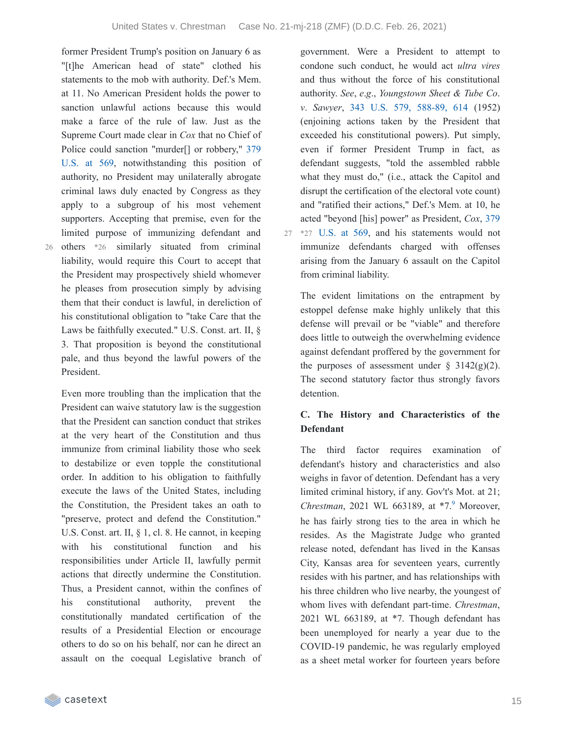former President Trump's position on January 6 as "[t]he American head of state" clothed his statements to the mob with authority. Def.'s Mem. at 11. No American President holds the power to sanction unlawful actions because this would make a farce of the rule of law. Just as the Supreme Court made clear in *Cox* that no Chief of Police could sanction "murder[] or robbery," 379 U.S. at 569, notwithstanding this position of authority, no President may unilaterally abrogate criminal laws duly enacted by Congress as they apply to a subgroup of his most vehement supporters. Accepting that premise, even for the limited purpose of immunizing defendant and others *26 similarly situated from criminal liability, would require this Court to accept that the President may prospectively shield whomever he pleases from prosecution simply by advising them that their conduct is lawful, in dereliction of his constitutional obligation to "take Care that the Laws be faithfully executed." U.S. Const. art. II, § 3. That proposition is beyond the constitutional pale, and thus beyond the lawful powers of the President.

Even more troubling than the implication that the President can waive statutory law is the suggestion that the President can sanction conduct that strikes at the very heart of the Constitution and thus immunize from criminal liability those who seek to destabilize or even topple the constitutional order. In addition to his obligation to faithfully execute the laws of the United States, including the Constitution, the President takes an oath to "preserve, protect and defend the Constitution." U.S. Const. art. II, § 1, cl. 8. He cannot, in keeping with his constitutional function and his responsibilities under Article II, lawfully permit actions that directly undermine the Constitution. Thus, a President cannot, within the confines of his constitutional authority, prevent the constitutionally mandated certification of the results of a Presidential Election or encourage others to do so on his behalf, nor can he direct an assault on the coequal Legislative branch of government. Were a President to attempt to condone such conduct, he would act *ultra vires* and thus without the force of his constitutional authority. *See*, *e.g.*, *Youngstown Sheet & Tube Co. v. Sawyer*, 343 U.S. 579, 588-89, 614 (1952) (enjoining actions taken by the President that exceeded his constitutional powers). Put simply, even if former President Trump in fact, as defendant suggests, "told the assembled rabble what they must do," (i.e., attack the Capitol and disrupt the certification of the electoral vote count) and "ratified their actions," Def.'s Mem. at 10, he acted "beyond [his] power" as President, *Cox*, 379 *27 U.S. at 569, and his statements would not immunize defendants charged with offenses arising from the January 6 assault on the Capitol from criminal liability.

The evident limitations on the entrapment by estoppel defense make highly unlikely that this defense will prevail or be "viable" and therefore does little to outweigh the overwhelming evidence against defendant proffered by the government for the purposes of assessment under § 3142(g)(2). The second statutory factor thus strongly favors detention.

### C. The History and Characteristics of the Defendant

The third factor requires examination of defendant's history and characteristics and also weighs in favor of detention. Defendant has a very limited criminal history, if any. Gov't's Mot. at 21; *Chrestman*, 2021 WL 663189, at *7.[9] Moreover, he has fairly strong ties to the area in which he resides. As the Magistrate Judge who granted release noted, defendant has lived in the Kansas City, Kansas area for seventeen years, currently resides with his partner, and has relationships with his three children who live nearby, the youngest of whom lives with defendant part-time. *Chrestman*, 2021 WL 663189, at *7. Though defendant has been unemployed for nearly a year due to the COVID-19 pandemic, he was regularly employed as a sheet metal worker for fourteen years before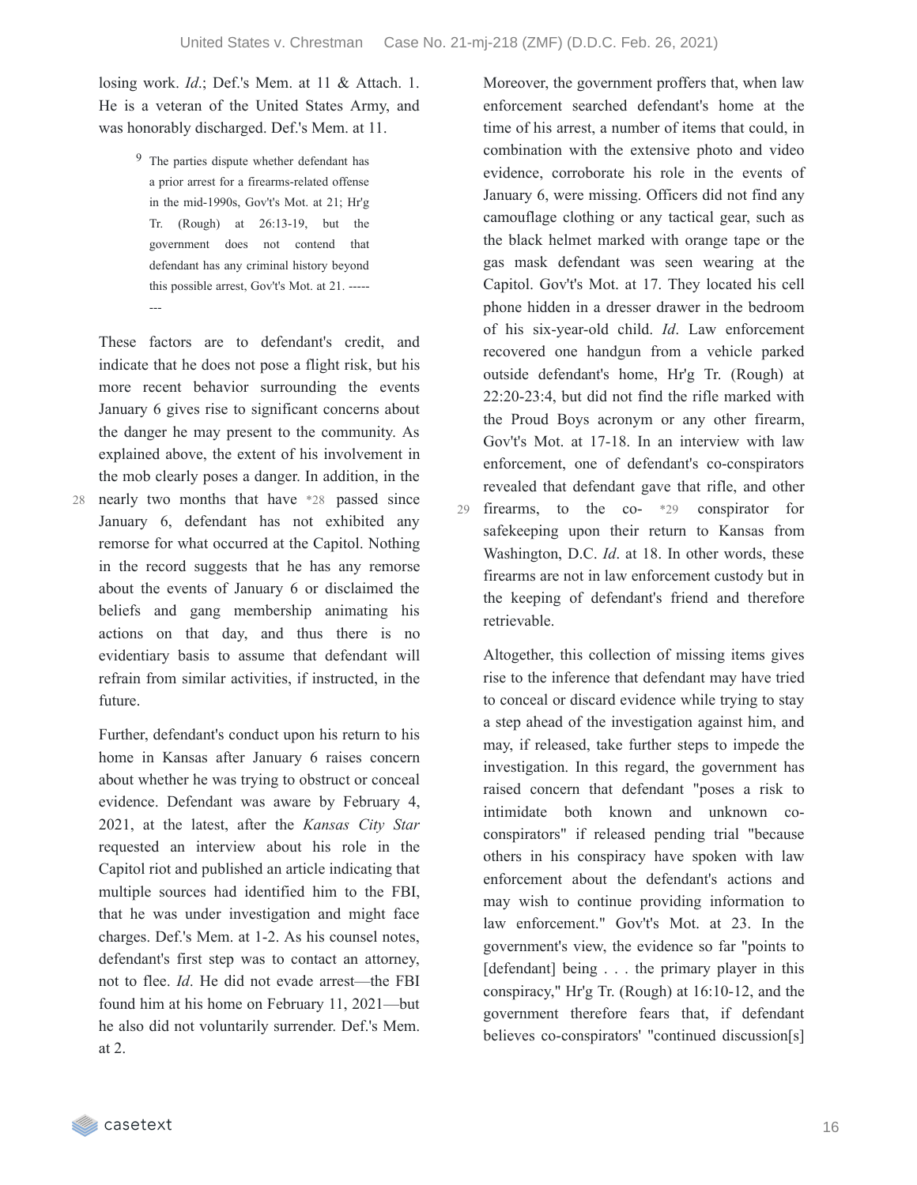losing work. *Id*.; Def.'s Mem. at 11 & Attach. 1. He is a veteran of the United States Army, and was honorably discharged. Def.'s Mem. at 11.

> [9] The parties dispute whether defendant has a prior arrest for a firearms-related offense in the mid-1990s, Gov't's Mot. at 21; Hr'g Tr. (Rough) at 26:13-19, but the government does not contend that defendant has any criminal history beyond this possible arrest, Gov't's Mot. at 21. --------

These factors are to defendant's credit, and indicate that he does not pose a flight risk, but his more recent behavior surrounding the events January 6 gives rise to significant concerns about the danger he may present to the community. As explained above, the extent of his involvement in the mob clearly poses a danger. In addition, in the nearly two months that have *28 passed since January 6, defendant has not exhibited any remorse for what occurred at the Capitol. Nothing in the record suggests that he has any remorse about the events of January 6 or disclaimed the beliefs and gang membership animating his actions on that day, and thus there is no evidentiary basis to assume that defendant will refrain from similar activities, if instructed, in the future.

Further, defendant's conduct upon his return to his home in Kansas after January 6 raises concern about whether he was trying to obstruct or conceal evidence. Defendant was aware by February 4, 2021, at the latest, after the *Kansas City Star* requested an interview about his role in the Capitol riot and published an article indicating that multiple sources had identified him to the FBI, that he was under investigation and might face charges. Def.'s Mem. at 1-2. As his counsel notes, defendant's first step was to contact an attorney, not to flee. *Id*. He did not evade arrest—the FBI found him at his home on February 11, 2021—but he also did not voluntarily surrender. Def.'s Mem. at 2.

Moreover, the government proffers that, when law enforcement searched defendant's home at the time of his arrest, a number of items that could, in combination with the extensive photo and video evidence, corroborate his role in the events of January 6, were missing. Officers did not find any camouflage clothing or any tactical gear, such as the black helmet marked with orange tape or the gas mask defendant was seen wearing at the Capitol. Gov't's Mot. at 17. They located his cell phone hidden in a dresser drawer in the bedroom of his six-year-old child. *Id*. Law enforcement recovered one handgun from a vehicle parked outside defendant's home, Hr'g Tr. (Rough) at 22:20-23:4, but did not find the rifle marked with the Proud Boys acronym or any other firearm, Gov't's Mot. at 17-18. In an interview with law enforcement, one of defendant's co-conspirators revealed that defendant gave that rifle, and other firearms, to the co- *29 conspirator for safekeeping upon their return to Kansas from Washington, D.C. *Id*. at 18. In other words, these firearms are not in law enforcement custody but in the keeping of defendant's friend and therefore retrievable.

Altogether, this collection of missing items gives rise to the inference that defendant may have tried to conceal or discard evidence while trying to stay a step ahead of the investigation against him, and may, if released, take further steps to impede the investigation. In this regard, the government has raised concern that defendant "poses a risk to intimidate both known and unknown co-conspirators" if released pending trial "because others in his conspiracy have spoken with law enforcement about the defendant's actions and may wish to continue providing information to law enforcement." Gov't's Mot. at 23. In the government's view, the evidence so far "points to [defendant] being . . . the primary player in this conspiracy," Hr'g Tr. (Rough) at 16:10-12, and the government therefore fears that, if defendant believes co-conspirators' "continued discussion[s]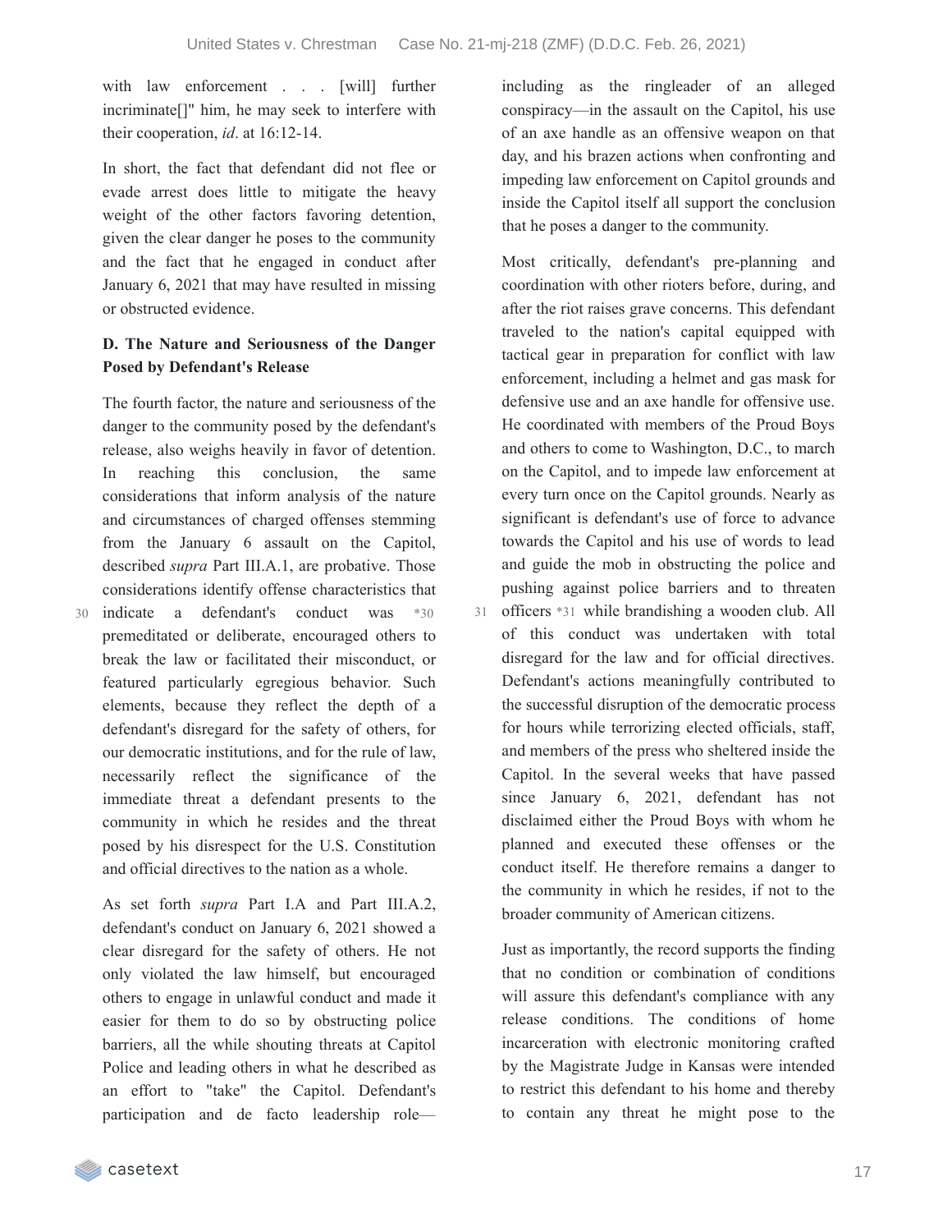with law enforcement . . . [will] further incriminate[]" him, he may seek to interfere with their cooperation, *id*. at 16:12-14.

In short, the fact that defendant did not flee or evade arrest does little to mitigate the heavy weight of the other factors favoring detention, given the clear danger he poses to the community and the fact that he engaged in conduct after January 6, 2021 that may have resulted in missing or obstructed evidence.

**D. The Nature and Seriousness of the Danger Posed by Defendant's Release**

The fourth factor, the nature and seriousness of the danger to the community posed by the defendant's release, also weighs heavily in favor of detention. In reaching this conclusion, the same considerations that inform analysis of the nature and circumstances of charged offenses stemming from the January 6 assault on the Capitol, described *supra* Part III.A.1, are probative. Those considerations identify offense characteristics that indicate a defendant's conduct was *30 premeditated or deliberate, encouraged others to break the law or facilitated their misconduct, or featured particularly egregious behavior. Such elements, because they reflect the depth of a defendant's disregard for the safety of others, for our democratic institutions, and for the rule of law, necessarily reflect the significance of the immediate threat a defendant presents to the community in which he resides and the threat posed by his disrespect for the U.S. Constitution and official directives to the nation as a whole.

As set forth *supra* Part I.A and Part III.A.2, defendant's conduct on January 6, 2021 showed a clear disregard for the safety of others. He not only violated the law himself, but encouraged others to engage in unlawful conduct and made it easier for them to do so by obstructing police barriers, all the while shouting threats at Capitol Police and leading others in what he described as an effort to "take" the Capitol. Defendant's participation and de facto leadership role—including as the ringleader of an alleged conspiracy—in the assault on the Capitol, his use of an axe handle as an offensive weapon on that day, and his brazen actions when confronting and impeding law enforcement on Capitol grounds and inside the Capitol itself all support the conclusion that he poses a danger to the community.

Most critically, defendant's pre-planning and coordination with other rioters before, during, and after the riot raises grave concerns. This defendant traveled to the nation's capital equipped with tactical gear in preparation for conflict with law enforcement, including a helmet and gas mask for defensive use and an axe handle for offensive use. He coordinated with members of the Proud Boys and others to come to Washington, D.C., to march on the Capitol, and to impede law enforcement at every turn once on the Capitol grounds. Nearly as significant is defendant's use of force to advance towards the Capitol and his use of words to lead and guide the mob in obstructing the police and pushing against police barriers and to threaten officers *31 while brandishing a wooden club. All of this conduct was undertaken with total disregard for the law and for official directives. Defendant's actions meaningfully contributed to the successful disruption of the democratic process for hours while terrorizing elected officials, staff, and members of the press who sheltered inside the Capitol. In the several weeks that have passed since January 6, 2021, defendant has not disclaimed either the Proud Boys with whom he planned and executed these offenses or the conduct itself. He therefore remains a danger to the community in which he resides, if not to the broader community of American citizens.

Just as importantly, the record supports the finding that no condition or combination of conditions will assure this defendant's compliance with any release conditions. The conditions of home incarceration with electronic monitoring crafted by the Magistrate Judge in Kansas were intended to restrict this defendant to his home and thereby to contain any threat he might pose to the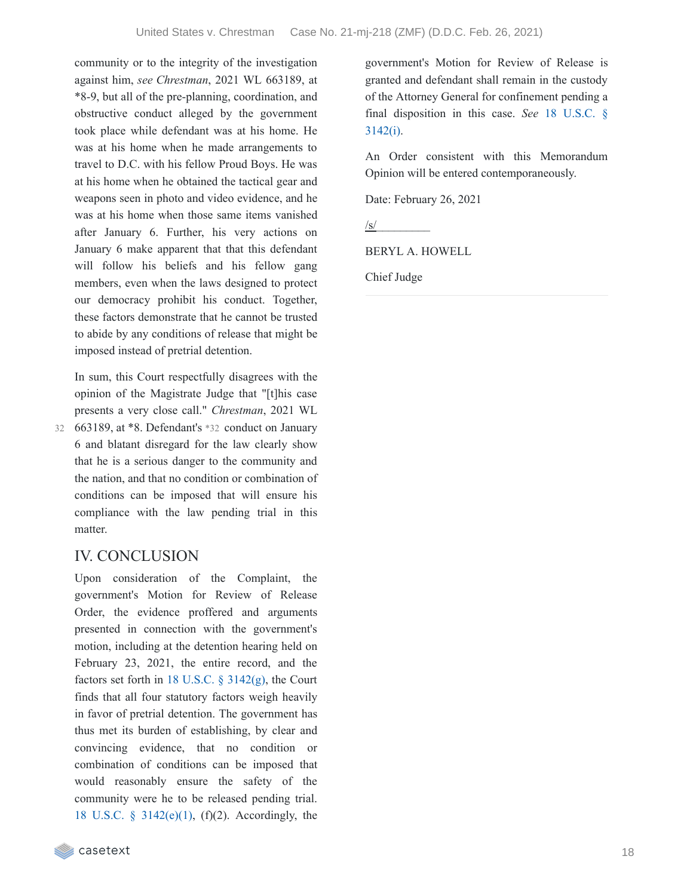community or to the integrity of the investigation against him, *see Chrestman*, 2021 WL 663189, at *8-9, but all of the pre-planning, coordination, and obstructive conduct alleged by the government took place while defendant was at his home. He was at his home when he made arrangements to travel to D.C. with his fellow Proud Boys. He was at his home when he obtained the tactical gear and weapons seen in photo and video evidence, and he was at his home when those same items vanished after January 6. Further, his very actions on January 6 make apparent that that this defendant will follow his beliefs and his fellow gang members, even when the laws designed to protect our democracy prohibit his conduct. Together, these factors demonstrate that he cannot be trusted to abide by any conditions of release that might be imposed instead of pretrial detention.

In sum, this Court respectfully disagrees with the opinion of the Magistrate Judge that "[t]his case presents a very close call." *Chrestman*, 2021 WL 663189, at *8. Defendant's *32 conduct on January 6 and blatant disregard for the law clearly show that he is a serious danger to the community and the nation, and that no condition or combination of conditions can be imposed that will ensure his compliance with the law pending trial in this matter.

## IV. CONCLUSION

Upon consideration of the Complaint, the government's Motion for Review of Release Order, the evidence proffered and arguments presented in connection with the government's motion, including at the detention hearing held on February 23, 2021, the entire record, and the factors set forth in 18 U.S.C. § 3142(g), the Court finds that all four statutory factors weigh heavily in favor of pretrial detention. The government has thus met its burden of establishing, by clear and convincing evidence, that no condition or combination of conditions can be imposed that would reasonably ensure the safety of the community were he to be released pending trial. 18 U.S.C. § 3142(e)(1), (f)(2). Accordingly, the government's Motion for Review of Release is granted and defendant shall remain in the custody of the Attorney General for confinement pending a final disposition in this case. *See* 18 U.S.C. § 3142(i).

An Order consistent with this Memorandum Opinion will be entered contemporaneously.

Date: February 26, 2021

/s/\_\_\_\_\_\_\_\_\_

BERYL A. HOWELL

Chief Judge